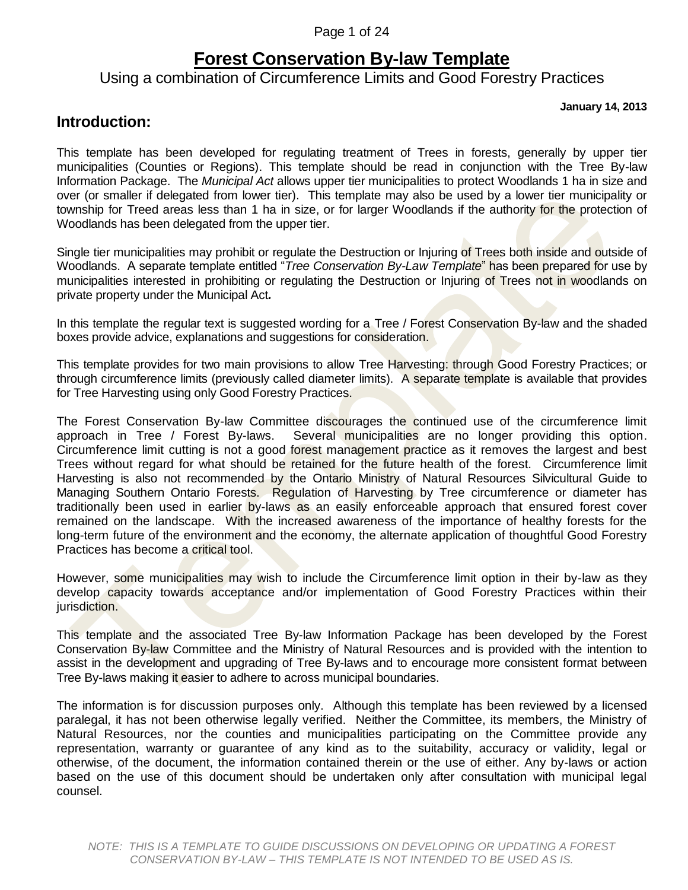# Forest Conservation By-law Template

Using a combination of Circumference Limits and Good Forestry Practices

**January 14, 2013**

## Introduction:

This template has been developed for regulating treatment of Trees in forests, generally by upper tier municipalities (Counties or Regions). This template should be read in conjunction with the Tree By-law Information Package. The *Municipal Act* allows upper tier municipalities to protect Woodlands 1 ha in size and over (or smaller if delegated from lower tier). This template may also be used by a lower tier municipality or township for Treed areas less than 1 ha in size, or for larger Woodlands if the authority for the protection of Woodlands has been delegated from the upper tier.

Single tier municipalities may prohibit or regulate the Destruction or Injuring of Trees both inside and outside of Woodlands. A separate template entitled "*Tree Conservation By-Law Template*" has been prepared for use by municipalities interested in prohibiting or regulating the Destruction or Injuring of Trees not in woodlands on private property under the Municipal Act*.*

In this template the regular text is suggested wording for a Tree / Forest Conservation By-law and the shaded boxes provide advice, explanations and suggestions for consideration.

This template provides for two main provisions to allow Tree Harvesting: through Good Forestry Practices; or through circumference limits (previously called diameter limits). A separate template is available that provides for Tree Harvesting using only Good Forestry Practices.

The Forest Conservation By-law Committee discourages the continued use of the circumference limit approach in Tree / Forest By-laws. Several municipalities are no longer providing this option. Circumference limit cutting is not a good forest management practice as it removes the largest and best Trees without regard for what should be retained for the future health of the forest. Circumference limit Harvesting is also not recommended by the Ontario Ministry of Natural Resources Silvicultural Guide to Managing Southern Ontario Forests. Regulation of Harvesting by Tree circumference or diameter has traditionally been used in earlier by-laws as an easily enforceable approach that ensured forest cover remained on the landscape. With the increased awareness of the importance of healthy forests for the long-term future of the environment and the economy, the alternate application of thoughtful Good Forestry Practices has become a critical tool.

However, some municipalities may wish to include the Circumference limit option in their by-law as they develop capacity towards acceptance and/or implementation of Good Forestry Practices within their jurisdiction.

This template and the associated Tree By-law Information Package has been developed by the Forest Conservation By-law Committee and the Ministry of Natural Resources and is provided with the intention to assist in the development and upgrading of Tree By-laws and to encourage more consistent format between Tree By-laws making it easier to adhere to across municipal boundaries.

The information is for discussion purposes only. Although this template has been reviewed by a licensed paralegal, it has not been otherwise legally verified. Neither the Committee, its members, the Ministry of Natural Resources, nor the counties and municipalities participating on the Committee provide any representation, warranty or guarantee of any kind as to the suitability, accuracy or validity, legal or otherwise, of the document, the information contained therein or the use of either. Any by-laws or action based on the use of this document should be undertaken only after consultation with municipal legal counsel.

*NOTE: THIS IS A TEMPLATE TO GUIDE DISCUSSIONS ON DEVELOPING OR UPDATING A FOREST CONSERVATION BY-LAW – THIS TEMPLATE IS NOT INTENDED TO BE USED AS IS.*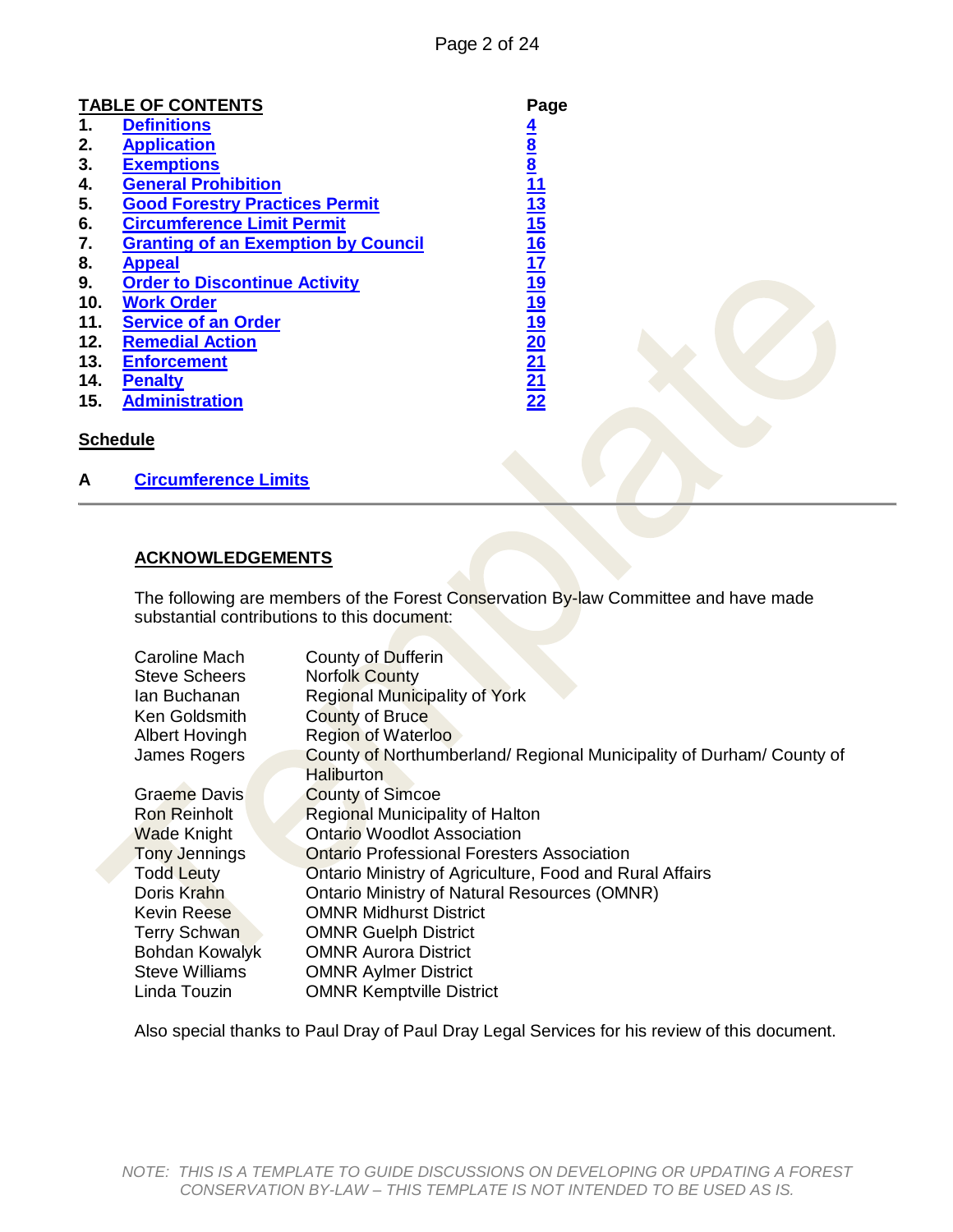## TABLE OF CONTENTS

| | | Page |
|---|---|---|
| 1. | Definitions | 4 |
| 2. | Application | 8 |
| 3. | Exemptions | 8 |
| 4. | General Prohibition | 11 |
| 5. | Good Forestry Practices Permit | 13 |
| 6. | Circumference Limit Permit | 15 |
| 7. | Granting of an Exemption by Council | 16 |
| 8. | Appeal | 17 |
| 9. | Order to Discontinue Activity | 19 |
| 10. | Work Order | 19 |
| 11. | Service of an Order | 19 |
| 12. | Remedial Action | 20 |
| 13. | Enforcement | 21 |
| 14. | Penalty | 21 |
| 15. | Administration | 22 |

**Schedule**

A Circumference Limits

---

## ACKNOWLEDGEMENTS

The following are members of the Forest Conservation By-law Committee and have made substantial contributions to this document:

| | |
|---|---|
| Caroline Mach | County of Dufferin |
| Steve Scheers | Norfolk County |
| Ian Buchanan | Regional Municipality of York |
| Ken Goldsmith | County of Bruce |
| Albert Hovingh | Region of Waterloo |
| James Rogers | County of Northumberland/ Regional Municipality of Durham/ County of Haliburton |
| Graeme Davis | County of Simcoe |
| Ron Reinholt | Regional Municipality of Halton |
| Wade Knight | Ontario Woodlot Association |
| Tony Jennings | Ontario Professional Foresters Association |
| Todd Leuty | Ontario Ministry of Agriculture, Food and Rural Affairs |
| Doris Krahn | Ontario Ministry of Natural Resources (OMNR) |
| Kevin Reese | OMNR Midhurst District |
| Terry Schwan | OMNR Guelph District |
| Bohdan Kowalyk | OMNR Aurora District |
| Steve Williams | OMNR Aylmer District |
| Linda Touzin | OMNR Kemptville District |

Also special thanks to Paul Dray of Paul Dray Legal Services for his review of this document.

*NOTE: THIS IS A TEMPLATE TO GUIDE DISCUSSIONS ON DEVELOPING OR UPDATING A FOREST CONSERVATION BY-LAW – THIS TEMPLATE IS NOT INTENDED TO BE USED AS IS.*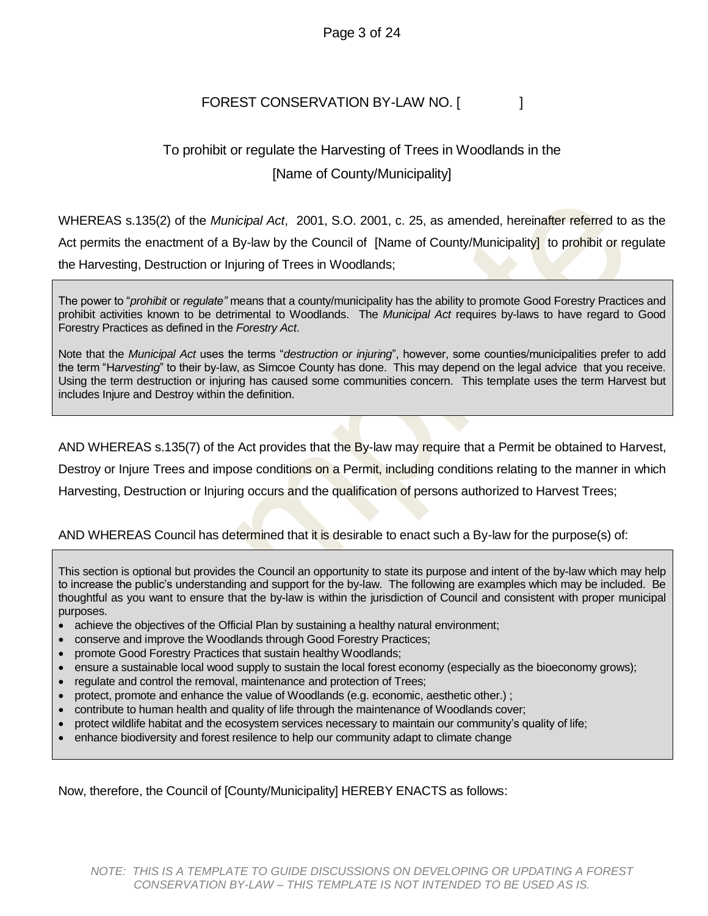# FOREST CONSERVATION BY-LAW NO. [ ]

## To prohibit or regulate the Harvesting of Trees in Woodlands in the [Name of County/Municipality]

WHEREAS s.135(2) of the *Municipal Act*, 2001, S.O. 2001, c. 25, as amended, hereinafter referred to as the Act permits the enactment of a By-law by the Council of [Name of County/Municipality] to prohibit or regulate the Harvesting, Destruction or Injuring of Trees in Woodlands;

> The power to "*prohibit* or *regulate"* means that a county/municipality has the ability to promote Good Forestry Practices and prohibit activities known to be detrimental to Woodlands. The *Municipal Act* requires by-laws to have regard to Good Forestry Practices as defined in the *Forestry Act*.
>
> Note that the *Municipal Act* uses the terms "*destruction or injuring*", however, some counties/municipalities prefer to add the term "H*arvesting*" to their by-law, as Simcoe County has done. This may depend on the legal advice that you receive. Using the term destruction or injuring has caused some communities concern. This template uses the term Harvest but includes Injure and Destroy within the definition.

AND WHEREAS s.135(7) of the Act provides that the By-law may require that a Permit be obtained to Harvest, Destroy or Injure Trees and impose conditions on a Permit, including conditions relating to the manner in which Harvesting, Destruction or Injuring occurs and the qualification of persons authorized to Harvest Trees;

AND WHEREAS Council has determined that it is desirable to enact such a By-law for the purpose(s) of:

> This section is optional but provides the Council an opportunity to state its purpose and intent of the by-law which may help to increase the public's understanding and support for the by-law. The following are examples which may be included. Be thoughtful as you want to ensure that the by-law is within the jurisdiction of Council and consistent with proper municipal purposes.
>
> - achieve the objectives of the Official Plan by sustaining a healthy natural environment;
> - conserve and improve the Woodlands through Good Forestry Practices;
> - promote Good Forestry Practices that sustain healthy Woodlands;
> - ensure a sustainable local wood supply to sustain the local forest economy (especially as the bioeconomy grows);
> - regulate and control the removal, maintenance and protection of Trees;
> - protect, promote and enhance the value of Woodlands (e.g. economic, aesthetic other.) ;
> - contribute to human health and quality of life through the maintenance of Woodlands cover;
> - protect wildlife habitat and the ecosystem services necessary to maintain our community's quality of life;
> - enhance biodiversity and forest resilence to help our community adapt to climate change

Now, therefore, the Council of [County/Municipality] HEREBY ENACTS as follows:

*NOTE: THIS IS A TEMPLATE TO GUIDE DISCUSSIONS ON DEVELOPING OR UPDATING A FOREST CONSERVATION BY-LAW – THIS TEMPLATE IS NOT INTENDED TO BE USED AS IS.*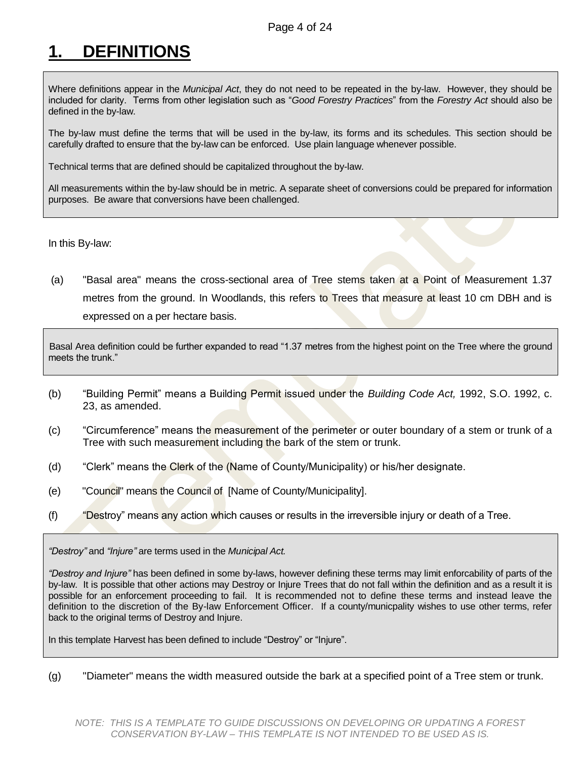# 1. DEFINITIONS

> Where definitions appear in the *Municipal Act*, they do not need to be repeated in the by-law. However, they should be included for clarity. Terms from other legislation such as "*Good Forestry Practices*" from the *Forestry Act* should also be defined in the by-law.
>
> The by-law must define the terms that will be used in the by-law, its forms and its schedules. This section should be carefully drafted to ensure that the by-law can be enforced. Use plain language whenever possible.
>
> Technical terms that are defined should be capitalized throughout the by-law.
>
> All measurements within the by-law should be in metric. A separate sheet of conversions could be prepared for information purposes. Be aware that conversions have been challenged.

In this By-law:

(a) "Basal area" means the cross-sectional area of Tree stems taken at a Point of Measurement 1.37 metres from the ground. In Woodlands, this refers to Trees that measure at least 10 cm DBH and is expressed on a per hectare basis.

> Basal Area definition could be further expanded to read "1.37 metres from the highest point on the Tree where the ground meets the trunk."

(b) "Building Permit" means a Building Permit issued under the *Building Code Act,* 1992, S.O. 1992, c. 23, as amended.

(c) "Circumference" means the measurement of the perimeter or outer boundary of a stem or trunk of a Tree with such measurement including the bark of the stem or trunk.

(d) "Clerk" means the Clerk of the (Name of County/Municipality) or his/her designate.

(e) "Council" means the Council of [Name of County/Municipality].

(f) "Destroy" means any action which causes or results in the irreversible injury or death of a Tree.

> *"Destroy"* and *"Injure"* are terms used in the *Municipal Act.*
>
> *"Destroy and Injure"* has been defined in some by-laws, however defining these terms may limit enforcability of parts of the by-law. It is possible that other actions may Destroy or Injure Trees that do not fall within the definition and as a result it is possible for an enforcement proceeding to fail. It is recommended not to define these terms and instead leave the definition to the discretion of the By-law Enforcement Officer. If a county/municpality wishes to use other terms, refer back to the original terms of Destroy and Injure.
>
> In this template Harvest has been defined to include "Destroy" or "Injure".

(g) "Diameter" means the width measured outside the bark at a specified point of a Tree stem or trunk.

*NOTE: THIS IS A TEMPLATE TO GUIDE DISCUSSIONS ON DEVELOPING OR UPDATING A FOREST CONSERVATION BY-LAW – THIS TEMPLATE IS NOT INTENDED TO BE USED AS IS.*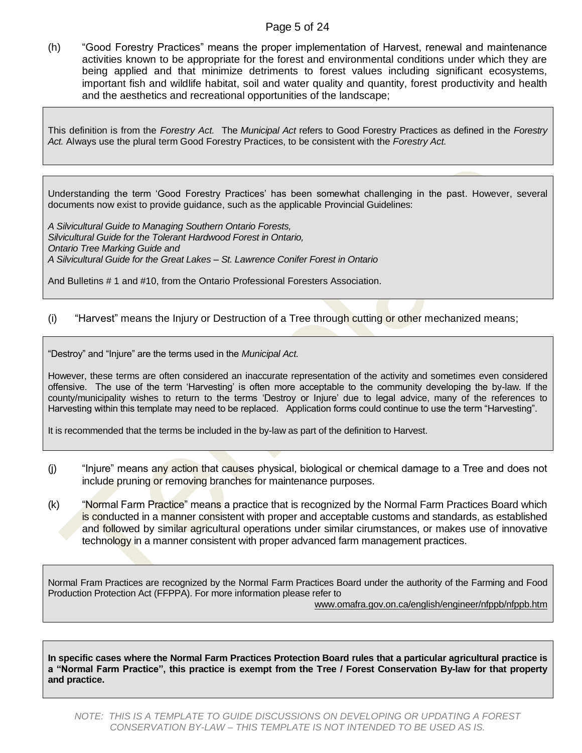(h) "Good Forestry Practices" means the proper implementation of Harvest, renewal and maintenance activities known to be appropriate for the forest and environmental conditions under which they are being applied and that minimize detriments to forest values including significant ecosystems, important fish and wildlife habitat, soil and water quality and quantity, forest productivity and health and the aesthetics and recreational opportunities of the landscape;

> This definition is from the *Forestry Act.* The *Municipal Act* refers to Good Forestry Practices as defined in the *Forestry Act.* Always use the plural term Good Forestry Practices, to be consistent with the *Forestry Act.*

> Understanding the term 'Good Forestry Practices' has been somewhat challenging in the past. However, several documents now exist to provide guidance, such as the applicable Provincial Guidelines:
>
> *A Silvicultural Guide to Managing Southern Ontario Forests,*
> *Silvicultural Guide for the Tolerant Hardwood Forest in Ontario,*
> *Ontario Tree Marking Guide and*
> *A Silvicultural Guide for the Great Lakes – St. Lawrence Conifer Forest in Ontario*
>
> And Bulletins # 1 and #10, from the Ontario Professional Foresters Association.

(i) "Harvest" means the Injury or Destruction of a Tree through cutting or other mechanized means;

> "Destroy" and "Injure" are the terms used in the *Municipal Act.*
>
> However, these terms are often considered an inaccurate representation of the activity and sometimes even considered offensive. The use of the term 'Harvesting' is often more acceptable to the community developing the by-law. If the county/municipality wishes to return to the terms 'Destroy or Injure' due to legal advice, many of the references to Harvesting within this template may need to be replaced. Application forms could continue to use the term "Harvesting".
>
> It is recommended that the terms be included in the by-law as part of the definition to Harvest.

(j) "Injure" means any action that causes physical, biological or chemical damage to a Tree and does not include pruning or removing branches for maintenance purposes.

(k) "Normal Farm Practice" means a practice that is recognized by the Normal Farm Practices Board which is conducted in a manner consistent with proper and acceptable customs and standards, as established and followed by similar agricultural operations under similar cirumstances, or makes use of innovative technology in a manner consistent with proper advanced farm management practices.

> Normal Fram Practices are recognized by the Normal Farm Practices Board under the authority of the Farming and Food Production Protection Act (FFPPA). For more information please refer to
> www.omafra.gov.on.ca/english/engineer/nfppb/nfppb.htm

> **In specific cases where the Normal Farm Practices Protection Board rules that a particular agricultural practice is a "Normal Farm Practice", this practice is exempt from the Tree / Forest Conservation By-law for that property and practice.**

*NOTE: THIS IS A TEMPLATE TO GUIDE DISCUSSIONS ON DEVELOPING OR UPDATING A FOREST CONSERVATION BY-LAW – THIS TEMPLATE IS NOT INTENDED TO BE USED AS IS.*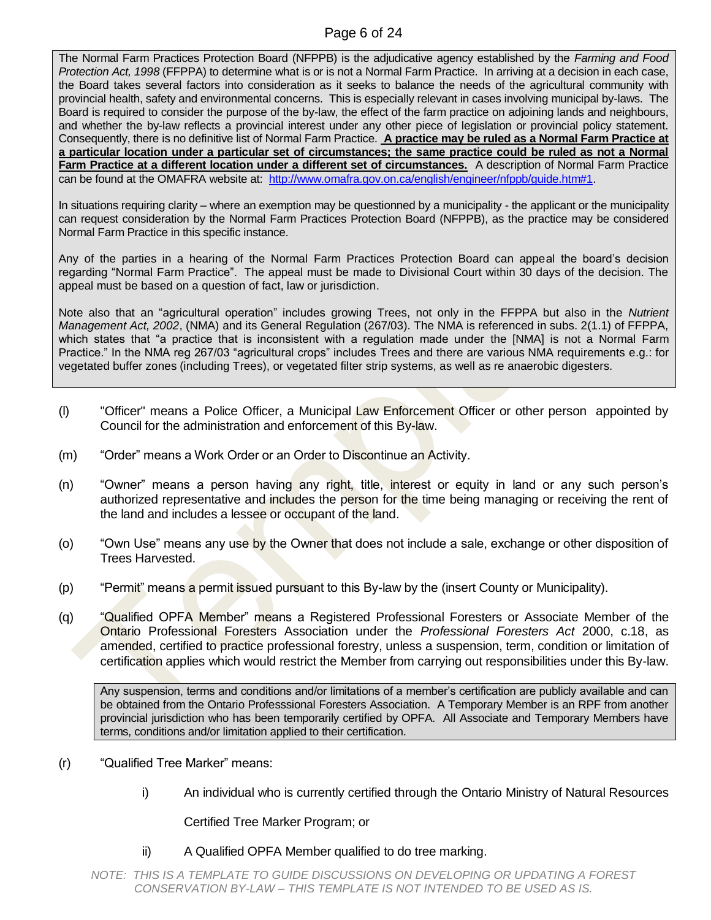The Normal Farm Practices Protection Board (NFPPB) is the adjudicative agency established by the *Farming and Food Protection Act, 1998* (FFPPA) to determine what is or is not a Normal Farm Practice. In arriving at a decision in each case, the Board takes several factors into consideration as it seeks to balance the needs of the agricultural community with provincial health, safety and environmental concerns. This is especially relevant in cases involving municipal by-laws. The Board is required to consider the purpose of the by-law, the effect of the farm practice on adjoining lands and neighbours, and whether the by-law reflects a provincial interest under any other piece of legislation or provincial policy statement. Consequently, there is no definitive list of Normal Farm Practice. **A practice may be ruled as a Normal Farm Practice at a particular location under a particular set of circumstances; the same practice could be ruled as not a Normal Farm Practice at a different location under a different set of circumstances.** A description of Normal Farm Practice can be found at the OMAFRA website at: http://www.omafra.gov.on.ca/english/engineer/nfppb/guide.htm#1.

In situations requiring clarity – where an exemption may be questionned by a municipality - the applicant or the municipality can request consideration by the Normal Farm Practices Protection Board (NFPPB), as the practice may be considered Normal Farm Practice in this specific instance.

Any of the parties in a hearing of the Normal Farm Practices Protection Board can appeal the board's decision regarding "Normal Farm Practice". The appeal must be made to Divisional Court within 30 days of the decision. The appeal must be based on a question of fact, law or jurisdiction.

Note also that an "agricultural operation" includes growing Trees, not only in the FFPPA but also in the *Nutrient Management Act, 2002*, (NMA) and its General Regulation (267/03). The NMA is referenced in subs. 2(1.1) of FFPPA, which states that "a practice that is inconsistent with a regulation made under the [NMA] is not a Normal Farm Practice." In the NMA reg 267/03 "agricultural crops" includes Trees and there are various NMA requirements e.g.: for vegetated buffer zones (including Trees), or vegetated filter strip systems, as well as re anaerobic digesters.

(l) "Officer" means a Police Officer, a Municipal Law Enforcement Officer or other person appointed by Council for the administration and enforcement of this By-law.

(m) "Order" means a Work Order or an Order to Discontinue an Activity.

(n) "Owner" means a person having any right, title, interest or equity in land or any such person's authorized representative and includes the person for the time being managing or receiving the rent of the land and includes a lessee or occupant of the land.

(o) "Own Use" means any use by the Owner that does not include a sale, exchange or other disposition of Trees Harvested.

(p) "Permit" means a permit issued pursuant to this By-law by the (insert County or Municipality).

(q) "Qualified OPFA Member" means a Registered Professional Foresters or Associate Member of the Ontario Professional Foresters Association under the *Professional Foresters Act* 2000, c.18, as amended, certified to practice professional forestry, unless a suspension, term, condition or limitation of certification applies which would restrict the Member from carrying out responsibilities under this By-law.

> Any suspension, terms and conditions and/or limitations of a member's certification are publicly available and can be obtained from the Ontario Professsional Foresters Association. A Temporary Member is an RPF from another provincial jurisdiction who has been temporarily certified by OPFA. All Associate and Temporary Members have terms, conditions and/or limitation applied to their certification.

(r) "Qualified Tree Marker" means:

  i) An individual who is currently certified through the Ontario Ministry of Natural Resources Certified Tree Marker Program; or

  ii) A Qualified OPFA Member qualified to do tree marking.

*NOTE: THIS IS A TEMPLATE TO GUIDE DISCUSSIONS ON DEVELOPING OR UPDATING A FOREST CONSERVATION BY-LAW – THIS TEMPLATE IS NOT INTENDED TO BE USED AS IS.*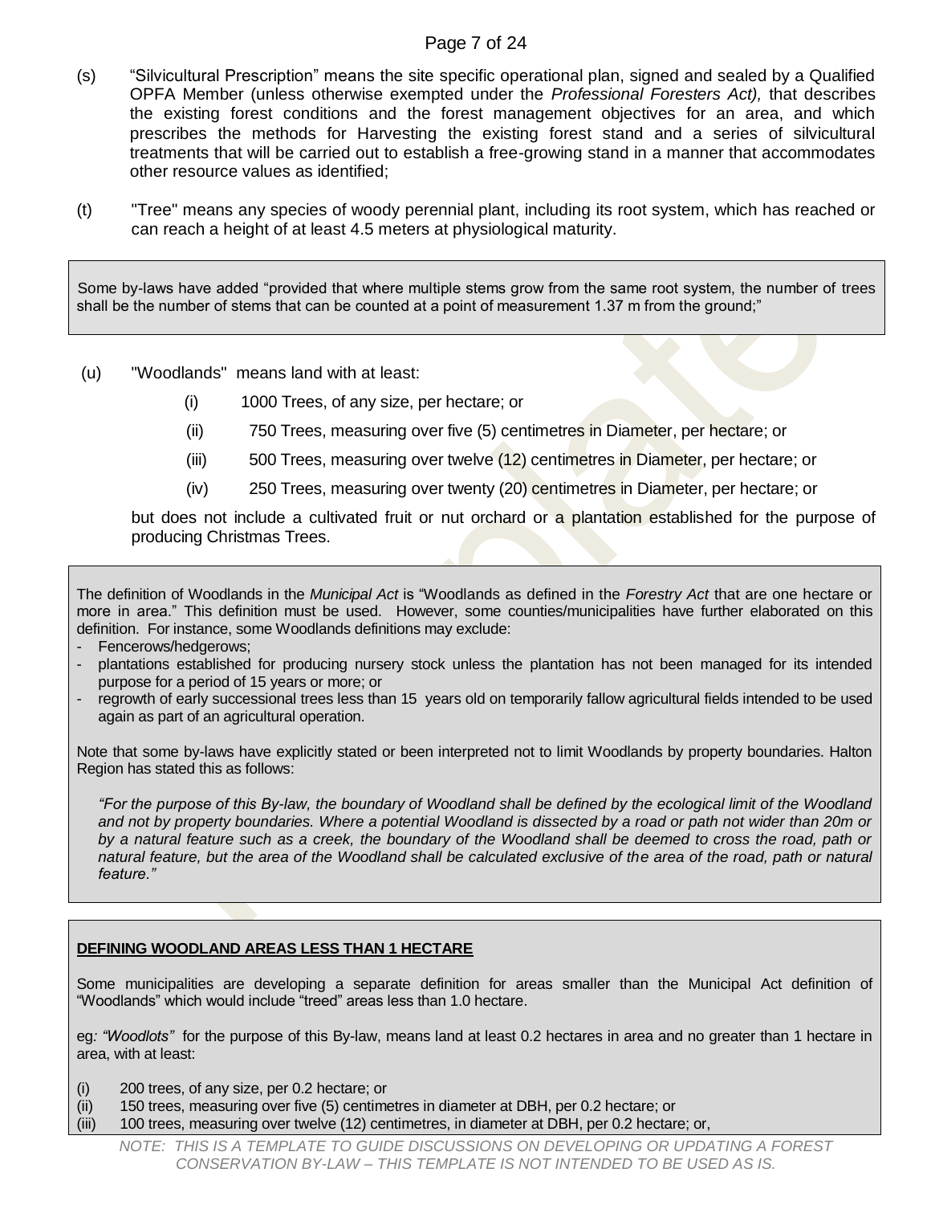(s) "Silvicultural Prescription" means the site specific operational plan, signed and sealed by a Qualified OPFA Member (unless otherwise exempted under the *Professional Foresters Act),* that describes the existing forest conditions and the forest management objectives for an area, and which prescribes the methods for Harvesting the existing forest stand and a series of silvicultural treatments that will be carried out to establish a free-growing stand in a manner that accommodates other resource values as identified;

(t) "Tree" means any species of woody perennial plant, including its root system, which has reached or can reach a height of at least 4.5 meters at physiological maturity.

> Some by-laws have added "provided that where multiple stems grow from the same root system, the number of trees shall be the number of stems that can be counted at a point of measurement 1.37 m from the ground;"

(u) "Woodlands" means land with at least:

- (i) 1000 Trees, of any size, per hectare; or
- (ii) 750 Trees, measuring over five (5) centimetres in Diameter, per hectare; or
- (iii) 500 Trees, measuring over twelve (12) centimetres in Diameter, per hectare; or
- (iv) 250 Trees, measuring over twenty (20) centimetres in Diameter, per hectare; or

but does not include a cultivated fruit or nut orchard or a plantation established for the purpose of producing Christmas Trees.

> The definition of Woodlands in the *Municipal Act* is "Woodlands as defined in the *Forestry Act* that are one hectare or more in area." This definition must be used. However, some counties/municipalities have further elaborated on this definition. For instance, some Woodlands definitions may exclude:
>
> - Fencerows/hedgerows;
> - plantations established for producing nursery stock unless the plantation has not been managed for its intended purpose for a period of 15 years or more; or
> - regrowth of early successional trees less than 15 years old on temporarily fallow agricultural fields intended to be used again as part of an agricultural operation.
>
> Note that some by-laws have explicitly stated or been interpreted not to limit Woodlands by property boundaries. Halton Region has stated this as follows:
>
> *"For the purpose of this By-law, the boundary of Woodland shall be defined by the ecological limit of the Woodland and not by property boundaries. Where a potential Woodland is dissected by a road or path not wider than 20m or by a natural feature such as a creek, the boundary of the Woodland shall be deemed to cross the road, path or natural feature, but the area of the Woodland shall be calculated exclusive of the area of the road, path or natural feature."*

> **<u>DEFINING WOODLAND AREAS LESS THAN 1 HECTARE</u>**
>
> Some municipalities are developing a separate definition for areas smaller than the Municipal Act definition of "Woodlands" which would include "treed" areas less than 1.0 hectare.
>
> eg*: "Woodlots"* for the purpose of this By-law, means land at least 0.2 hectares in area and no greater than 1 hectare in area, with at least:
>
> (i) 200 trees, of any size, per 0.2 hectare; or
> (ii) 150 trees, measuring over five (5) centimetres in diameter at DBH, per 0.2 hectare; or
> (iii) 100 trees, measuring over twelve (12) centimetres, in diameter at DBH, per 0.2 hectare; or,

*NOTE: THIS IS A TEMPLATE TO GUIDE DISCUSSIONS ON DEVELOPING OR UPDATING A FOREST CONSERVATION BY-LAW – THIS TEMPLATE IS NOT INTENDED TO BE USED AS IS.*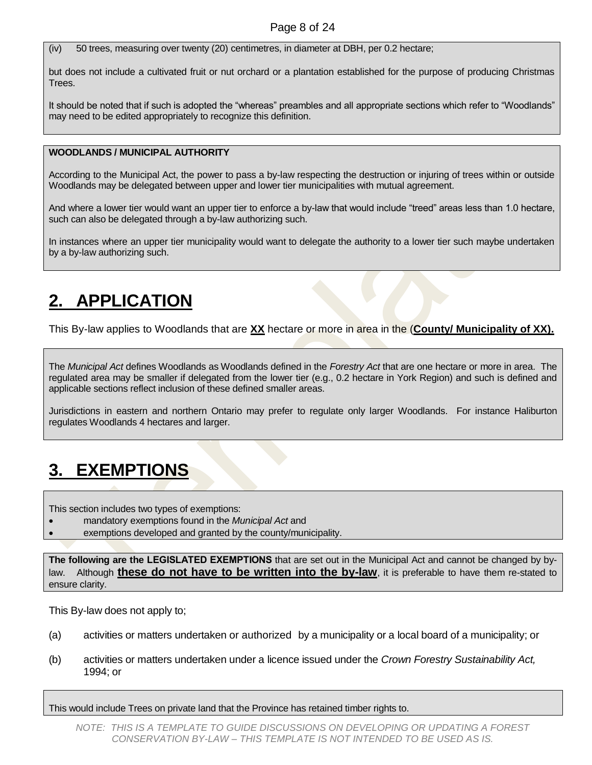(iv) 50 trees, measuring over twenty (20) centimetres, in diameter at DBH, per 0.2 hectare;

but does not include a cultivated fruit or nut orchard or a plantation established for the purpose of producing Christmas Trees.

It should be noted that if such is adopted the "whereas" preambles and all appropriate sections which refer to "Woodlands" may need to be edited appropriately to recognize this definition.

**WOODLANDS / MUNICIPAL AUTHORITY**

According to the Municipal Act, the power to pass a by-law respecting the destruction or injuring of trees within or outside Woodlands may be delegated between upper and lower tier municipalities with mutual agreement.

And where a lower tier would want an upper tier to enforce a by-law that would include "treed" areas less than 1.0 hectare, such can also be delegated through a by-law authorizing such.

In instances where an upper tier municipality would want to delegate the authority to a lower tier such maybe undertaken by a by-law authorizing such.

# 2. APPLICATION

This By-law applies to Woodlands that are **XX** hectare or more in area in the (**County/ Municipality of XX).**

The *Municipal Act* defines Woodlands as Woodlands defined in the *Forestry Act* that are one hectare or more in area. The regulated area may be smaller if delegated from the lower tier (e.g., 0.2 hectare in York Region) and such is defined and applicable sections reflect inclusion of these defined smaller areas.

Jurisdictions in eastern and northern Ontario may prefer to regulate only larger Woodlands. For instance Haliburton regulates Woodlands 4 hectares and larger.

# 3. EXEMPTIONS

This section includes two types of exemptions:

- mandatory exemptions found in the *Municipal Act* and
- exemptions developed and granted by the county/municipality.

**The following are the LEGISLATED EXEMPTIONS** that are set out in the Municipal Act and cannot be changed by by-law. Although **these do not have to be written into the by-law**, it is preferable to have them re-stated to ensure clarity.

This By-law does not apply to;

(a) activities or matters undertaken or authorized by a municipality or a local board of a municipality; or

(b) activities or matters undertaken under a licence issued under the *Crown Forestry Sustainability Act,* 1994; or

This would include Trees on private land that the Province has retained timber rights to.

*NOTE: THIS IS A TEMPLATE TO GUIDE DISCUSSIONS ON DEVELOPING OR UPDATING A FOREST CONSERVATION BY-LAW – THIS TEMPLATE IS NOT INTENDED TO BE USED AS IS.*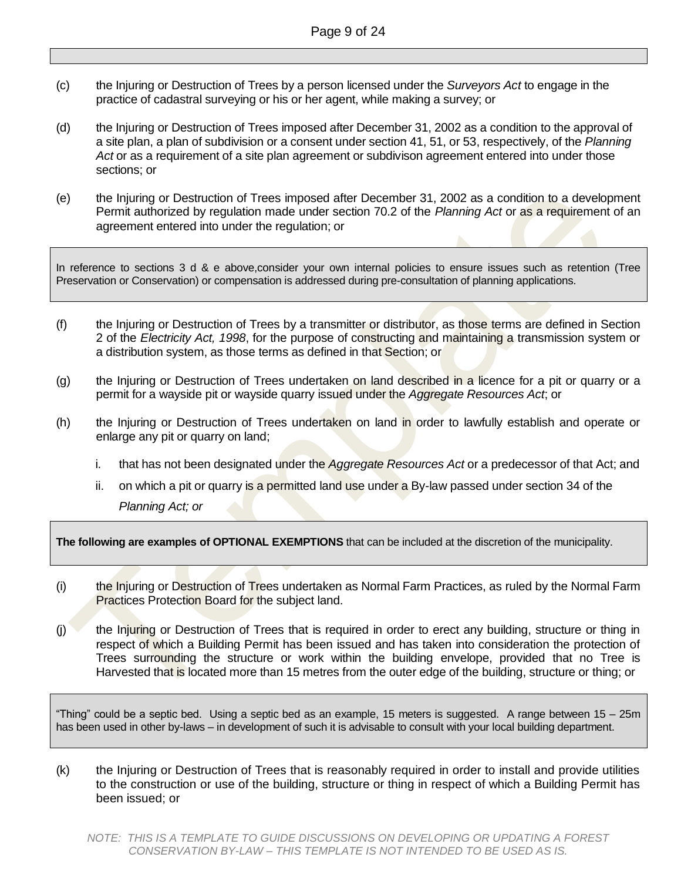(c) the Injuring or Destruction of Trees by a person licensed under the *Surveyors Act* to engage in the practice of cadastral surveying or his or her agent, while making a survey; or

(d) the Injuring or Destruction of Trees imposed after December 31, 2002 as a condition to the approval of a site plan, a plan of subdivision or a consent under section 41, 51, or 53, respectively, of the *Planning Act* or as a requirement of a site plan agreement or subdivison agreement entered into under those sections; or

(e) the Injuring or Destruction of Trees imposed after December 31, 2002 as a condition to a development Permit authorized by regulation made under section 70.2 of the *Planning Act* or as a requirement of an agreement entered into under the regulation; or

> In reference to sections 3 d & e above,consider your own internal policies to ensure issues such as retention (Tree Preservation or Conservation) or compensation is addressed during pre-consultation of planning applications.

(f) the Injuring or Destruction of Trees by a transmitter or distributor, as those terms are defined in Section 2 of the *Electricity Act, 1998*, for the purpose of constructing and maintaining a transmission system or a distribution system, as those terms as defined in that Section; or

(g) the Injuring or Destruction of Trees undertaken on land described in a licence for a pit or quarry or a permit for a wayside pit or wayside quarry issued under the *Aggregate Resources Act*; or

(h) the Injuring or Destruction of Trees undertaken on land in order to lawfully establish and operate or enlarge any pit or quarry on land;

  i. that has not been designated under the *Aggregate Resources Act* or a predecessor of that Act; and

  ii. on which a pit or quarry is a permitted land use under a By-law passed under section 34 of the *Planning Act; or*

> **The following are examples of OPTIONAL EXEMPTIONS** that can be included at the discretion of the municipality.

(i) the Injuring or Destruction of Trees undertaken as Normal Farm Practices, as ruled by the Normal Farm Practices Protection Board for the subject land.

(j) the Injuring or Destruction of Trees that is required in order to erect any building, structure or thing in respect of which a Building Permit has been issued and has taken into consideration the protection of Trees surrounding the structure or work within the building envelope, provided that no Tree is Harvested that is located more than 15 metres from the outer edge of the building, structure or thing; or

> "Thing" could be a septic bed. Using a septic bed as an example, 15 meters is suggested. A range between 15 – 25m has been used in other by-laws – in development of such it is advisable to consult with your local building department.

(k) the Injuring or Destruction of Trees that is reasonably required in order to install and provide utilities to the construction or use of the building, structure or thing in respect of which a Building Permit has been issued; or

*NOTE: THIS IS A TEMPLATE TO GUIDE DISCUSSIONS ON DEVELOPING OR UPDATING A FOREST CONSERVATION BY-LAW – THIS TEMPLATE IS NOT INTENDED TO BE USED AS IS.*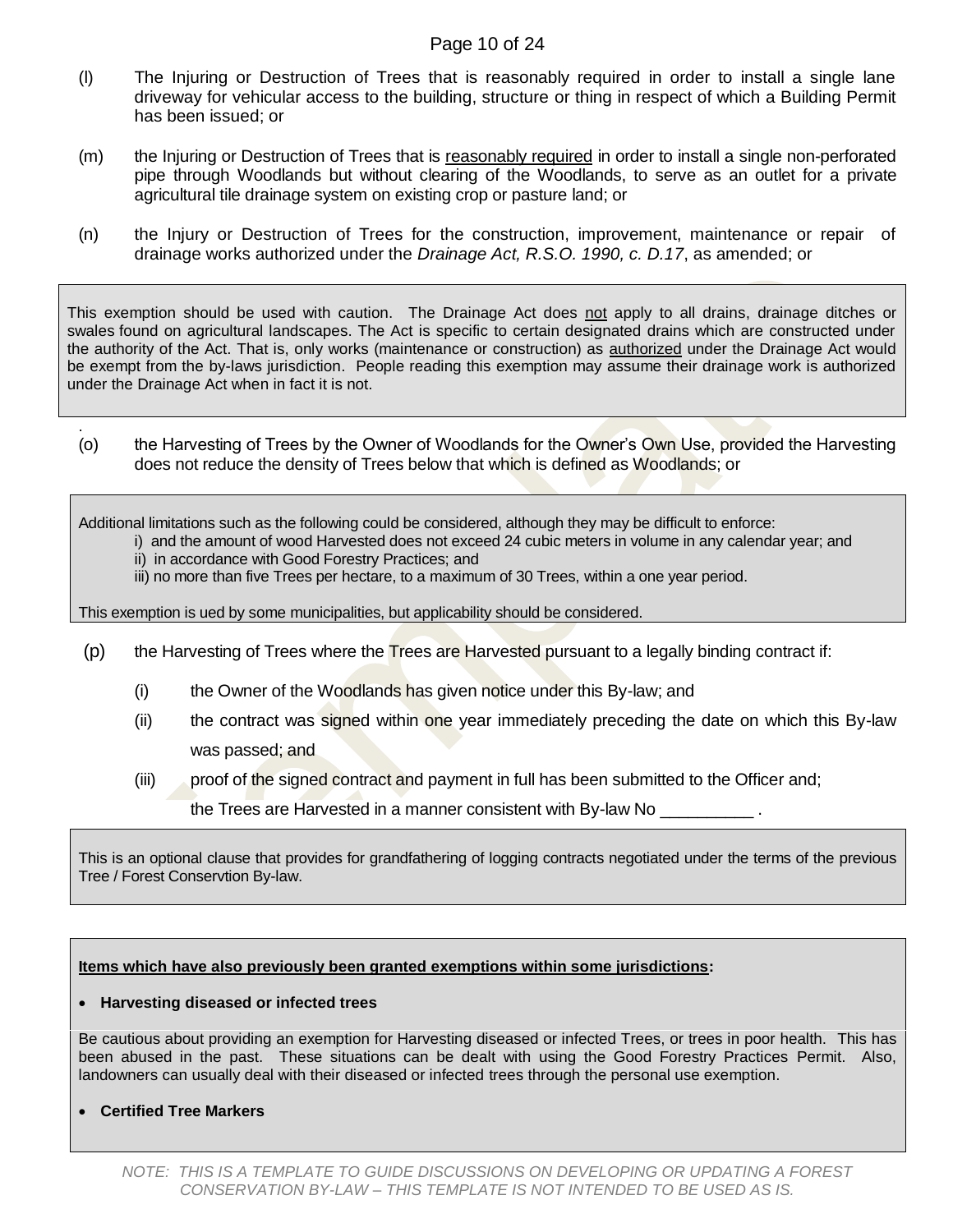(l) The Injuring or Destruction of Trees that is reasonably required in order to install a single lane driveway for vehicular access to the building, structure or thing in respect of which a Building Permit has been issued; or

(m) the Injuring or Destruction of Trees that is reasonably required in order to install a single non-perforated pipe through Woodlands but without clearing of the Woodlands, to serve as an outlet for a private agricultural tile drainage system on existing crop or pasture land; or

(n) the Injury or Destruction of Trees for the construction, improvement, maintenance or repair of drainage works authorized under the *Drainage Act, R.S.O. 1990, c. D.17*, as amended; or

> This exemption should be used with caution. The Drainage Act does not apply to all drains, drainage ditches or swales found on agricultural landscapes. The Act is specific to certain designated drains which are constructed under the authority of the Act. That is, only works (maintenance or construction) as authorized under the Drainage Act would be exempt from the by-laws jurisdiction. People reading this exemption may assume their drainage work is authorized under the Drainage Act when in fact it is not.

(o) the Harvesting of Trees by the Owner of Woodlands for the Owner's Own Use, provided the Harvesting does not reduce the density of Trees below that which is defined as Woodlands; or

> Additional limitations such as the following could be considered, although they may be difficult to enforce:
>
> i) and the amount of wood Harvested does not exceed 24 cubic meters in volume in any calendar year; and
> ii) in accordance with Good Forestry Practices; and
> iii) no more than five Trees per hectare, to a maximum of 30 Trees, within a one year period.
>
> This exemption is ued by some municipalities, but applicability should be considered.

(p) the Harvesting of Trees where the Trees are Harvested pursuant to a legally binding contract if:

  (i) the Owner of the Woodlands has given notice under this By-law; and

  (ii) the contract was signed within one year immediately preceding the date on which this By-law was passed; and

  (iii) proof of the signed contract and payment in full has been submitted to the Officer and;

  the Trees are Harvested in a manner consistent with By-law No __________ .

> This is an optional clause that provides for grandfathering of logging contracts negotiated under the terms of the previous Tree / Forest Conservtion By-law.

> **Items which have also previously been granted exemptions within some jurisdictions:**
>
> - **Harvesting diseased or infected trees**
>
> Be cautious about providing an exemption for Harvesting diseased or infected Trees, or trees in poor health. This has been abused in the past. These situations can be dealt with using the Good Forestry Practices Permit. Also, landowners can usually deal with their diseased or infected trees through the personal use exemption.
>
> - **Certified Tree Markers**

*NOTE: THIS IS A TEMPLATE TO GUIDE DISCUSSIONS ON DEVELOPING OR UPDATING A FOREST CONSERVATION BY-LAW – THIS TEMPLATE IS NOT INTENDED TO BE USED AS IS.*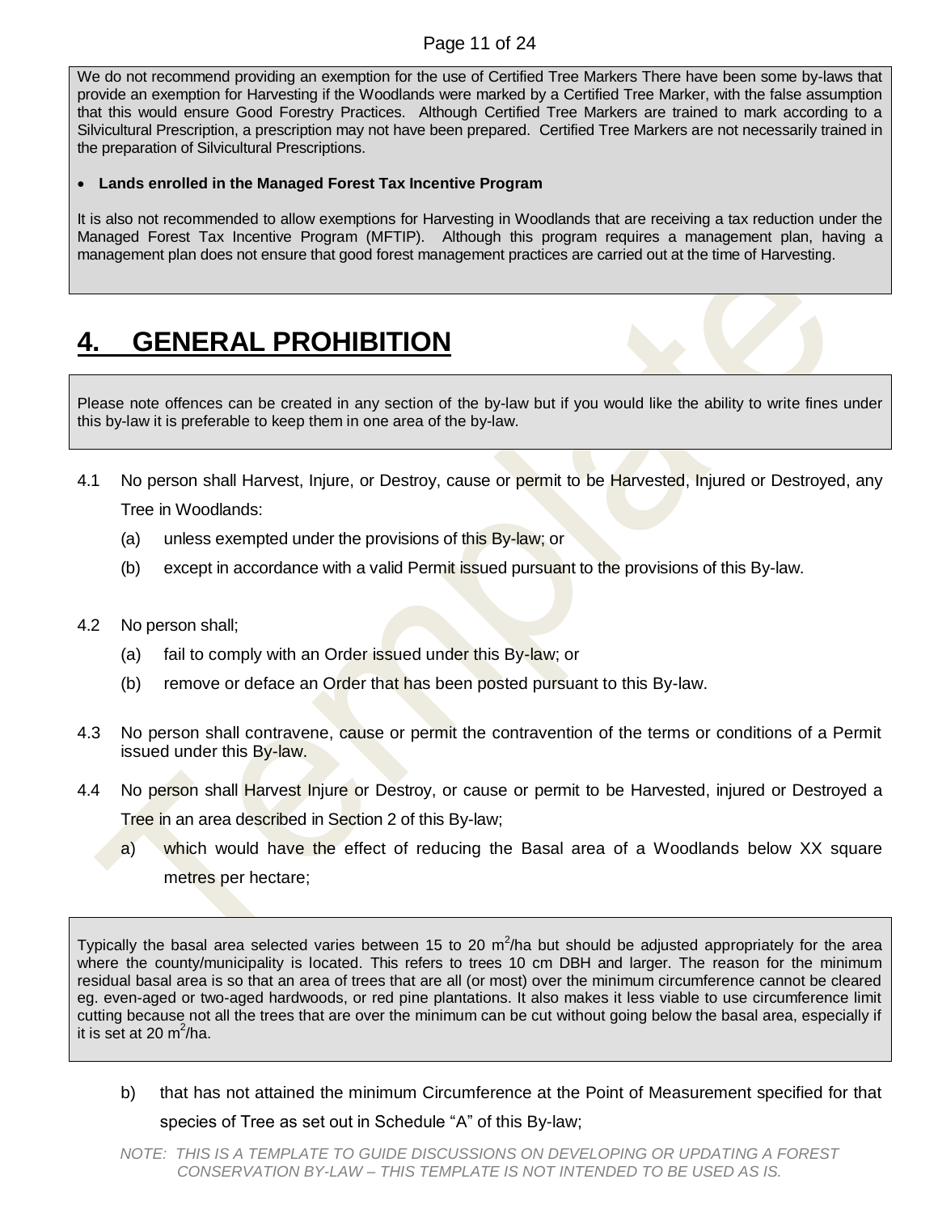We do not recommend providing an exemption for the use of Certified Tree Markers There have been some by-laws that provide an exemption for Harvesting if the Woodlands were marked by a Certified Tree Marker, with the false assumption that this would ensure Good Forestry Practices. Although Certified Tree Markers are trained to mark according to a Silvicultural Prescription, a prescription may not have been prepared. Certified Tree Markers are not necessarily trained in the preparation of Silvicultural Prescriptions.

- **Lands enrolled in the Managed Forest Tax Incentive Program**

It is also not recommended to allow exemptions for Harvesting in Woodlands that are receiving a tax reduction under the Managed Forest Tax Incentive Program (MFTIP). Although this program requires a management plan, having a management plan does not ensure that good forest management practices are carried out at the time of Harvesting.

# 4. GENERAL PROHIBITION

Please note offences can be created in any section of the by-law but if you would like the ability to write fines under this by-law it is preferable to keep them in one area of the by-law.

4.1 No person shall Harvest, Injure, or Destroy, cause or permit to be Harvested, Injured or Destroyed, any Tree in Woodlands:

(a) unless exempted under the provisions of this By-law; or

(b) except in accordance with a valid Permit issued pursuant to the provisions of this By-law.

4.2 No person shall;

(a) fail to comply with an Order issued under this By-law; or

(b) remove or deface an Order that has been posted pursuant to this By-law.

4.3 No person shall contravene, cause or permit the contravention of the terms or conditions of a Permit issued under this By-law.

4.4 No person shall Harvest Injure or Destroy, or cause or permit to be Harvested, injured or Destroyed a Tree in an area described in Section 2 of this By-law;

a) which would have the effect of reducing the Basal area of a Woodlands below XX square metres per hectare;

Typically the basal area selected varies between 15 to 20 $m^2$/ha but should be adjusted appropriately for the area where the county/municipality is located. This refers to trees 10 cm DBH and larger. The reason for the minimum residual basal area is so that an area of trees that are all (or most) over the minimum circumference cannot be cleared eg. even-aged or two-aged hardwoods, or red pine plantations. It also makes it less viable to use circumference limit cutting because not all the trees that are over the minimum can be cut without going below the basal area, especially if it is set at 20 $m^2$/ha.

b) that has not attained the minimum Circumference at the Point of Measurement specified for that species of Tree as set out in Schedule "A" of this By-law;

*NOTE: THIS IS A TEMPLATE TO GUIDE DISCUSSIONS ON DEVELOPING OR UPDATING A FOREST CONSERVATION BY-LAW – THIS TEMPLATE IS NOT INTENDED TO BE USED AS IS.*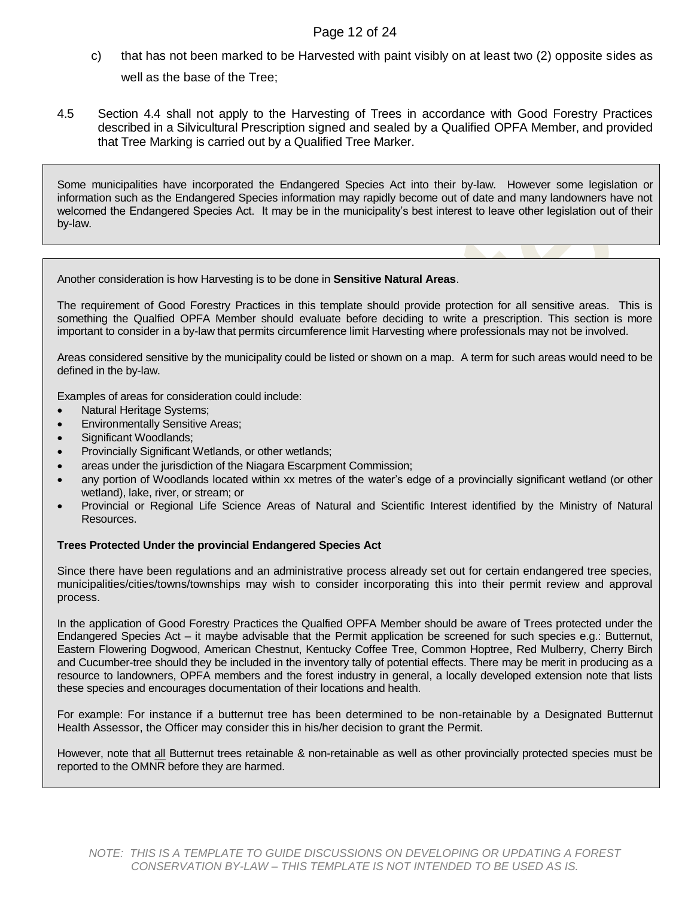c) that has not been marked to be Harvested with paint visibly on at least two (2) opposite sides as well as the base of the Tree;

4.5 Section 4.4 shall not apply to the Harvesting of Trees in accordance with Good Forestry Practices described in a Silvicultural Prescription signed and sealed by a Qualified OPFA Member, and provided that Tree Marking is carried out by a Qualified Tree Marker.

> Some municipalities have incorporated the Endangered Species Act into their by-law. However some legislation or information such as the Endangered Species information may rapidly become out of date and many landowners have not welcomed the Endangered Species Act. It may be in the municipality's best interest to leave other legislation out of their by-law.

> Another consideration is how Harvesting is to be done in **Sensitive Natural Areas**.
>
> The requirement of Good Forestry Practices in this template should provide protection for all sensitive areas. This is something the Qualfied OPFA Member should evaluate before deciding to write a prescription. This section is more important to consider in a by-law that permits circumference limit Harvesting where professionals may not be involved.
>
> Areas considered sensitive by the municipality could be listed or shown on a map. A term for such areas would need to be defined in the by-law.
>
> Examples of areas for consideration could include:
>
> - Natural Heritage Systems;
> - Environmentally Sensitive Areas;
> - Significant Woodlands;
> - Provincially Significant Wetlands, or other wetlands;
> - areas under the jurisdiction of the Niagara Escarpment Commission;
> - any portion of Woodlands located within xx metres of the water's edge of a provincially significant wetland (or other wetland), lake, river, or stream; or
> - Provincial or Regional Life Science Areas of Natural and Scientific Interest identified by the Ministry of Natural Resources.
>
> **Trees Protected Under the provincial Endangered Species Act**
>
> Since there have been regulations and an administrative process already set out for certain endangered tree species, municipalities/cities/towns/townships may wish to consider incorporating this into their permit review and approval process.
>
> In the application of Good Forestry Practices the Qualfied OPFA Member should be aware of Trees protected under the Endangered Species Act – it maybe advisable that the Permit application be screened for such species e.g.: Butternut, Eastern Flowering Dogwood, American Chestnut, Kentucky Coffee Tree, Common Hoptree, Red Mulberry, Cherry Birch and Cucumber-tree should they be included in the inventory tally of potential effects. There may be merit in producing as a resource to landowners, OPFA members and the forest industry in general, a locally developed extension note that lists these species and encourages documentation of their locations and health.
>
> For example: For instance if a butternut tree has been determined to be non-retainable by a Designated Butternut Health Assessor, the Officer may consider this in his/her decision to grant the Permit.
>
> However, note that <u>all</u> Butternut trees retainable & non-retainable as well as other provincially protected species must be reported to the OMNR before they are harmed.

*NOTE: THIS IS A TEMPLATE TO GUIDE DISCUSSIONS ON DEVELOPING OR UPDATING A FOREST CONSERVATION BY-LAW – THIS TEMPLATE IS NOT INTENDED TO BE USED AS IS.*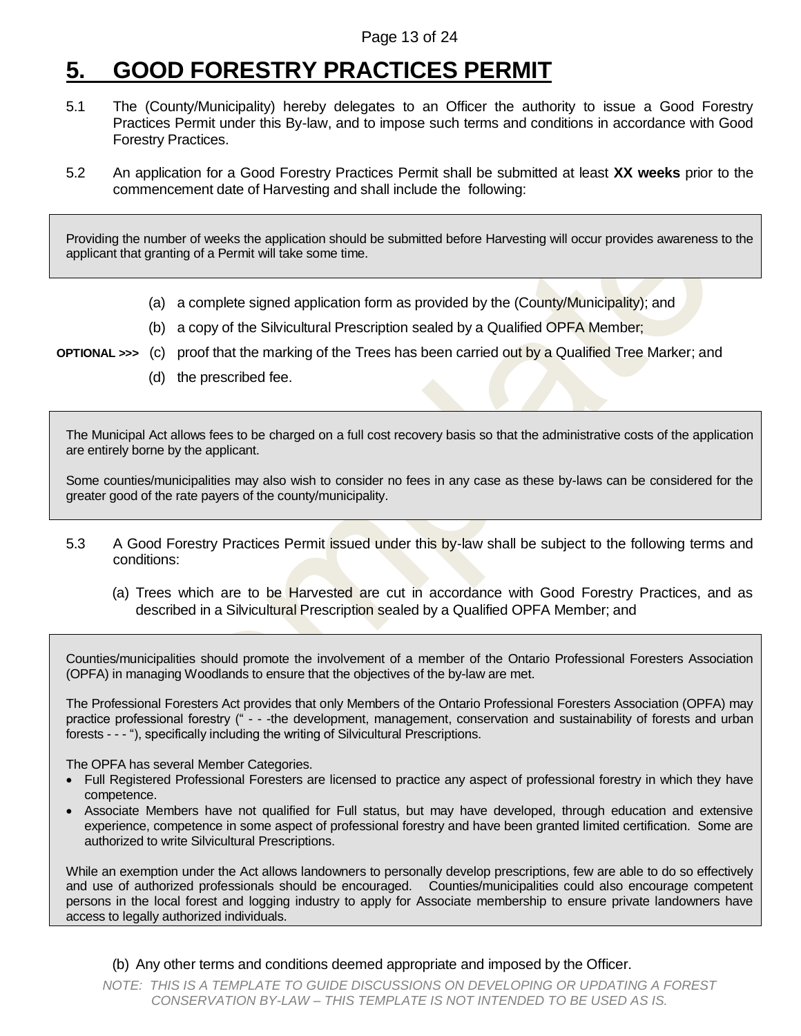# 5. GOOD FORESTRY PRACTICES PERMIT

5.1 The (County/Municipality) hereby delegates to an Officer the authority to issue a Good Forestry Practices Permit under this By-law, and to impose such terms and conditions in accordance with Good Forestry Practices.

5.2 An application for a Good Forestry Practices Permit shall be submitted at least **XX weeks** prior to the commencement date of Harvesting and shall include the following:

> Providing the number of weeks the application should be submitted before Harvesting will occur provides awareness to the applicant that granting of a Permit will take some time.

(a) a complete signed application form as provided by the (County/Municipality); and

(b) a copy of the Silvicultural Prescription sealed by a Qualified OPFA Member;

**OPTIONAL >>>** (c) proof that the marking of the Trees has been carried out by a Qualified Tree Marker; and

(d) the prescribed fee.

> The Municipal Act allows fees to be charged on a full cost recovery basis so that the administrative costs of the application are entirely borne by the applicant.
>
> Some counties/municipalities may also wish to consider no fees in any case as these by-laws can be considered for the greater good of the rate payers of the county/municipality.

5.3 A Good Forestry Practices Permit issued under this by-law shall be subject to the following terms and conditions:

(a) Trees which are to be Harvested are cut in accordance with Good Forestry Practices, and as described in a Silvicultural Prescription sealed by a Qualified OPFA Member; and

> Counties/municipalities should promote the involvement of a member of the Ontario Professional Foresters Association (OPFA) in managing Woodlands to ensure that the objectives of the by-law are met.
>
> The Professional Foresters Act provides that only Members of the Ontario Professional Foresters Association (OPFA) may practice professional forestry (" - - -the development, management, conservation and sustainability of forests and urban forests - - - "), specifically including the writing of Silvicultural Prescriptions.
>
> The OPFA has several Member Categories.
>
> - Full Registered Professional Foresters are licensed to practice any aspect of professional forestry in which they have competence.
> - Associate Members have not qualified for Full status, but may have developed, through education and extensive experience, competence in some aspect of professional forestry and have been granted limited certification. Some are authorized to write Silvicultural Prescriptions.
>
> While an exemption under the Act allows landowners to personally develop prescriptions, few are able to do so effectively and use of authorized professionals should be encouraged. Counties/municipalities could also encourage competent persons in the local forest and logging industry to apply for Associate membership to ensure private landowners have access to legally authorized individuals.

(b) Any other terms and conditions deemed appropriate and imposed by the Officer.

*NOTE: THIS IS A TEMPLATE TO GUIDE DISCUSSIONS ON DEVELOPING OR UPDATING A FOREST CONSERVATION BY-LAW – THIS TEMPLATE IS NOT INTENDED TO BE USED AS IS.*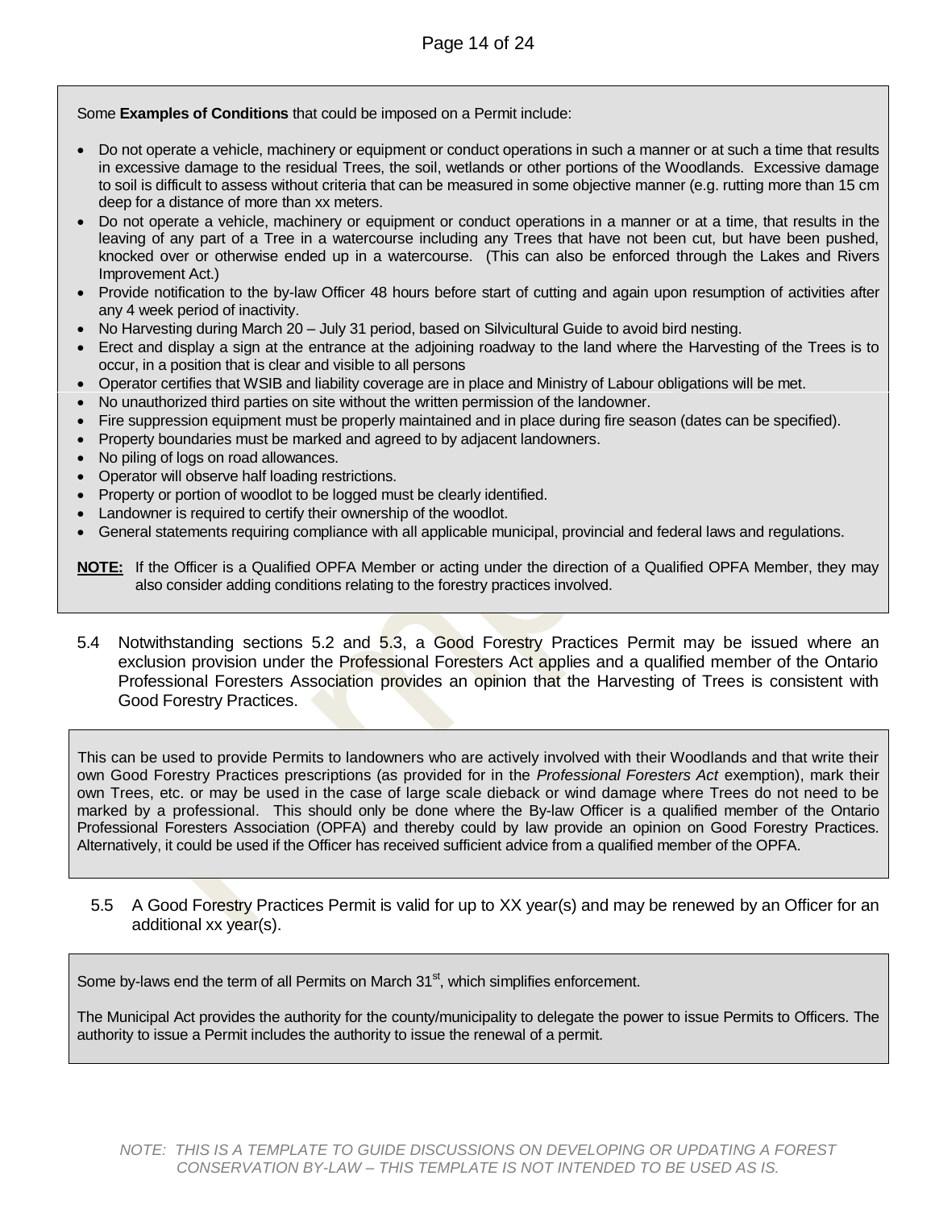Some **Examples of Conditions** that could be imposed on a Permit include:

- Do not operate a vehicle, machinery or equipment or conduct operations in such a manner or at such a time that results in excessive damage to the residual Trees, the soil, wetlands or other portions of the Woodlands. Excessive damage to soil is difficult to assess without criteria that can be measured in some objective manner (e.g. rutting more than 15 cm deep for a distance of more than xx meters.
- Do not operate a vehicle, machinery or equipment or conduct operations in a manner or at a time, that results in the leaving of any part of a Tree in a watercourse including any Trees that have not been cut, but have been pushed, knocked over or otherwise ended up in a watercourse. (This can also be enforced through the Lakes and Rivers Improvement Act.)
- Provide notification to the by-law Officer 48 hours before start of cutting and again upon resumption of activities after any 4 week period of inactivity.
- No Harvesting during March 20 – July 31 period, based on Silvicultural Guide to avoid bird nesting.
- Erect and display a sign at the entrance at the adjoining roadway to the land where the Harvesting of the Trees is to occur, in a position that is clear and visible to all persons
- Operator certifies that WSIB and liability coverage are in place and Ministry of Labour obligations will be met.
- No unauthorized third parties on site without the written permission of the landowner.
- Fire suppression equipment must be properly maintained and in place during fire season (dates can be specified).
- Property boundaries must be marked and agreed to by adjacent landowners.
- No piling of logs on road allowances.
- Operator will observe half loading restrictions.
- Property or portion of woodlot to be logged must be clearly identified.
- Landowner is required to certify their ownership of the woodlot.
- General statements requiring compliance with all applicable municipal, provincial and federal laws and regulations.

**NOTE:** If the Officer is a Qualified OPFA Member or acting under the direction of a Qualified OPFA Member, they may also consider adding conditions relating to the forestry practices involved.

5.4 Notwithstanding sections 5.2 and 5.3, a Good Forestry Practices Permit may be issued where an exclusion provision under the Professional Foresters Act applies and a qualified member of the Ontario Professional Foresters Association provides an opinion that the Harvesting of Trees is consistent with Good Forestry Practices.

This can be used to provide Permits to landowners who are actively involved with their Woodlands and that write their own Good Forestry Practices prescriptions (as provided for in the *Professional Foresters Act* exemption), mark their own Trees, etc. or may be used in the case of large scale dieback or wind damage where Trees do not need to be marked by a professional. This should only be done where the By-law Officer is a qualified member of the Ontario Professional Foresters Association (OPFA) and thereby could by law provide an opinion on Good Forestry Practices. Alternatively, it could be used if the Officer has received sufficient advice from a qualified member of the OPFA.

5.5 A Good Forestry Practices Permit is valid for up to XX year(s) and may be renewed by an Officer for an additional xx year(s).

Some by-laws end the term of all Permits on March 31st, which simplifies enforcement.

The Municipal Act provides the authority for the county/municipality to delegate the power to issue Permits to Officers. The authority to issue a Permit includes the authority to issue the renewal of a permit.

*NOTE: THIS IS A TEMPLATE TO GUIDE DISCUSSIONS ON DEVELOPING OR UPDATING A FOREST CONSERVATION BY-LAW – THIS TEMPLATE IS NOT INTENDED TO BE USED AS IS.*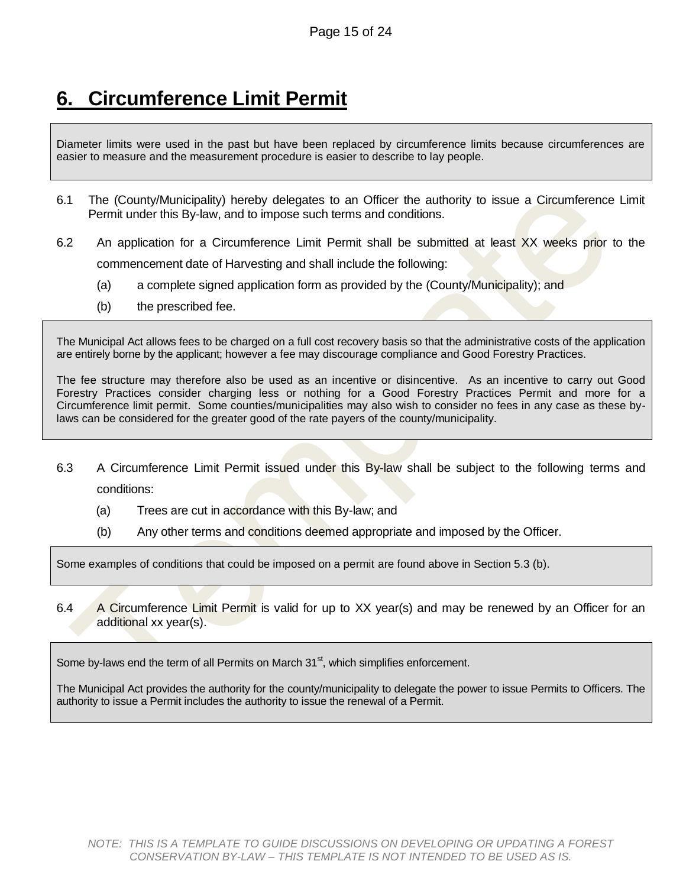# 6. Circumference Limit Permit

> Diameter limits were used in the past but have been replaced by circumference limits because circumferences are easier to measure and the measurement procedure is easier to describe to lay people.

6.1 The (County/Municipality) hereby delegates to an Officer the authority to issue a Circumference Limit Permit under this By-law, and to impose such terms and conditions.

6.2 An application for a Circumference Limit Permit shall be submitted at least XX weeks prior to the commencement date of Harvesting and shall include the following:

- (a) a complete signed application form as provided by the (County/Municipality); and
- (b) the prescribed fee.

> The Municipal Act allows fees to be charged on a full cost recovery basis so that the administrative costs of the application are entirely borne by the applicant; however a fee may discourage compliance and Good Forestry Practices.
>
> The fee structure may therefore also be used as an incentive or disincentive. As an incentive to carry out Good Forestry Practices consider charging less or nothing for a Good Forestry Practices Permit and more for a Circumference limit permit. Some counties/municipalities may also wish to consider no fees in any case as these by-laws can be considered for the greater good of the rate payers of the county/municipality.

6.3 A Circumference Limit Permit issued under this By-law shall be subject to the following terms and conditions:

- (a) Trees are cut in accordance with this By-law; and
- (b) Any other terms and conditions deemed appropriate and imposed by the Officer.

> Some examples of conditions that could be imposed on a permit are found above in Section 5.3 (b).

6.4 A Circumference Limit Permit is valid for up to XX year(s) and may be renewed by an Officer for an additional xx year(s).

> Some by-laws end the term of all Permits on March 31st, which simplifies enforcement.
>
> The Municipal Act provides the authority for the county/municipality to delegate the power to issue Permits to Officers. The authority to issue a Permit includes the authority to issue the renewal of a Permit.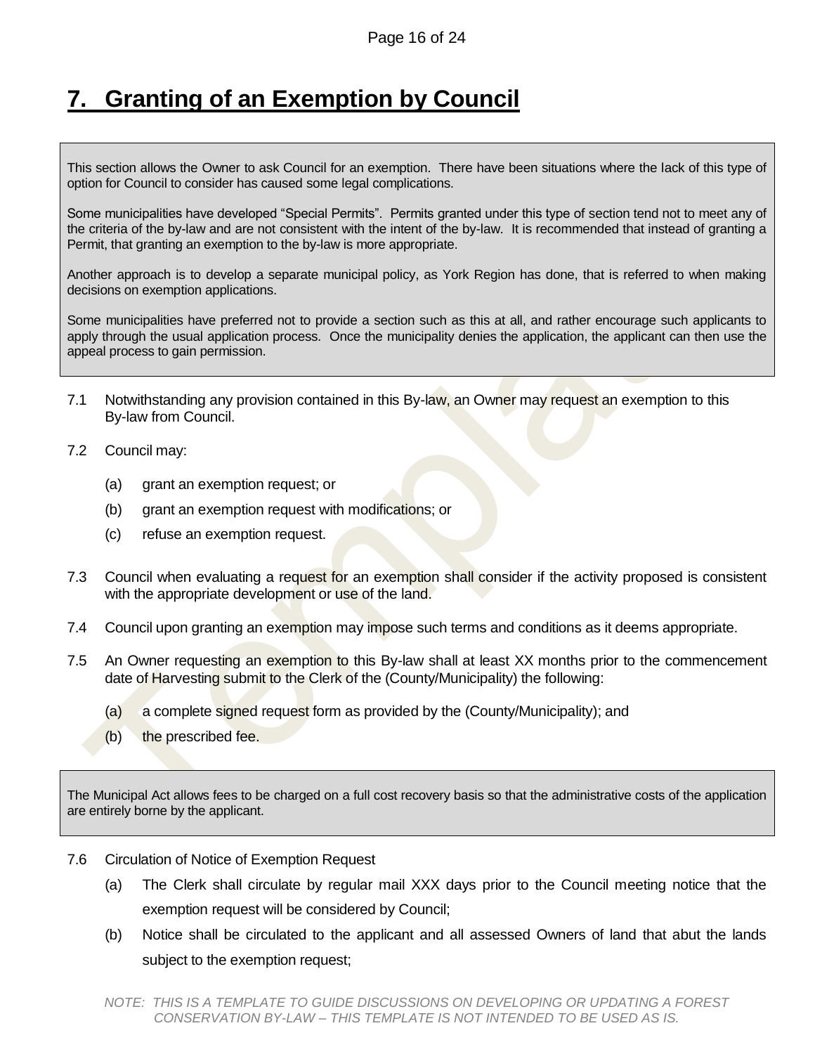# 7. Granting of an Exemption by Council

> This section allows the Owner to ask Council for an exemption. There have been situations where the lack of this type of option for Council to consider has caused some legal complications.
>
> Some municipalities have developed "Special Permits". Permits granted under this type of section tend not to meet any of the criteria of the by-law and are not consistent with the intent of the by-law. It is recommended that instead of granting a Permit, that granting an exemption to the by-law is more appropriate.
>
> Another approach is to develop a separate municipal policy, as York Region has done, that is referred to when making decisions on exemption applications.
>
> Some municipalities have preferred not to provide a section such as this at all, and rather encourage such applicants to apply through the usual application process. Once the municipality denies the application, the applicant can then use the appeal process to gain permission.

7.1 Notwithstanding any provision contained in this By-law, an Owner may request an exemption to this By-law from Council.

7.2 Council may:

- (a) grant an exemption request; or
- (b) grant an exemption request with modifications; or
- (c) refuse an exemption request.

7.3 Council when evaluating a request for an exemption shall consider if the activity proposed is consistent with the appropriate development or use of the land.

7.4 Council upon granting an exemption may impose such terms and conditions as it deems appropriate.

7.5 An Owner requesting an exemption to this By-law shall at least XX months prior to the commencement date of Harvesting submit to the Clerk of the (County/Municipality) the following:

- (a) a complete signed request form as provided by the (County/Municipality); and
- (b) the prescribed fee.

> The Municipal Act allows fees to be charged on a full cost recovery basis so that the administrative costs of the application are entirely borne by the applicant.

7.6 Circulation of Notice of Exemption Request

- (a) The Clerk shall circulate by regular mail XXX days prior to the Council meeting notice that the exemption request will be considered by Council;
- (b) Notice shall be circulated to the applicant and all assessed Owners of land that abut the lands subject to the exemption request;

*NOTE: THIS IS A TEMPLATE TO GUIDE DISCUSSIONS ON DEVELOPING OR UPDATING A FOREST CONSERVATION BY-LAW – THIS TEMPLATE IS NOT INTENDED TO BE USED AS IS.*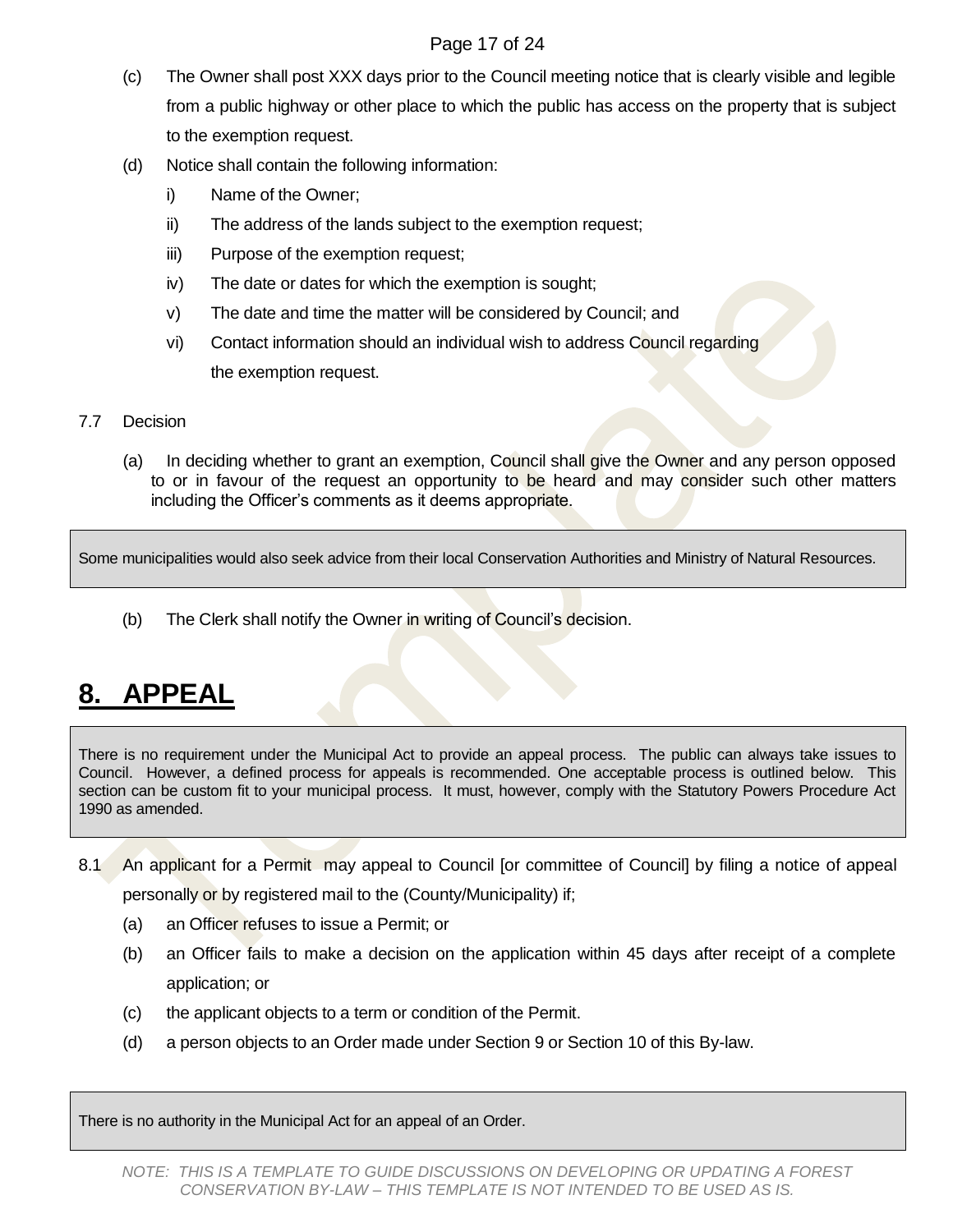(c) The Owner shall post XXX days prior to the Council meeting notice that is clearly visible and legible from a public highway or other place to which the public has access on the property that is subject to the exemption request.

(d) Notice shall contain the following information:

i) Name of the Owner;

ii) The address of the lands subject to the exemption request;

iii) Purpose of the exemption request;

iv) The date or dates for which the exemption is sought;

v) The date and time the matter will be considered by Council; and

vi) Contact information should an individual wish to address Council regarding the exemption request.

7.7 Decision

(a) In deciding whether to grant an exemption, Council shall give the Owner and any person opposed to or in favour of the request an opportunity to be heard and may consider such other matters including the Officer's comments as it deems appropriate.

> Some municipalities would also seek advice from their local Conservation Authorities and Ministry of Natural Resources.

(b) The Clerk shall notify the Owner in writing of Council's decision.

# **8. APPEAL**

> There is no requirement under the Municipal Act to provide an appeal process. The public can always take issues to Council. However, a defined process for appeals is recommended. One acceptable process is outlined below. This section can be custom fit to your municipal process. It must, however, comply with the Statutory Powers Procedure Act 1990 as amended.

8.1 An applicant for a Permit may appeal to Council [or committee of Council] by filing a notice of appeal personally or by registered mail to the (County/Municipality) if;

(a) an Officer refuses to issue a Permit; or

(b) an Officer fails to make a decision on the application within 45 days after receipt of a complete application; or

(c) the applicant objects to a term or condition of the Permit.

(d) a person objects to an Order made under Section 9 or Section 10 of this By-law.

> There is no authority in the Municipal Act for an appeal of an Order.

*NOTE: THIS IS A TEMPLATE TO GUIDE DISCUSSIONS ON DEVELOPING OR UPDATING A FOREST CONSERVATION BY-LAW – THIS TEMPLATE IS NOT INTENDED TO BE USED AS IS.*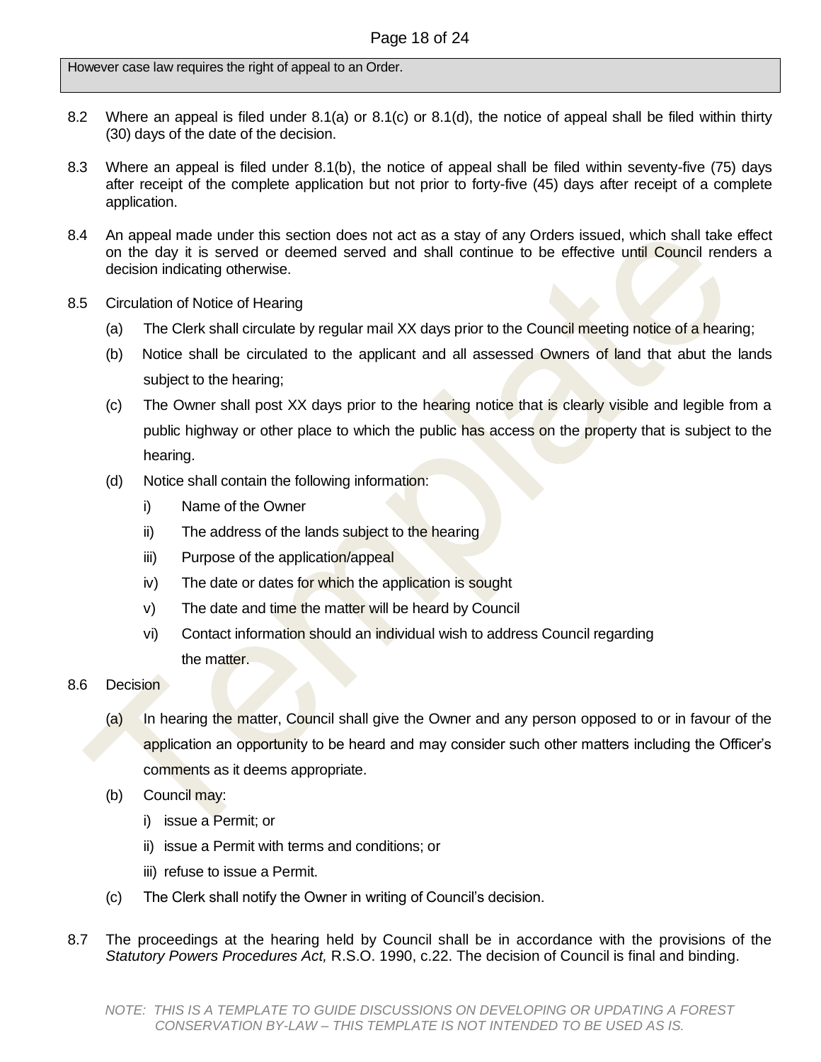However case law requires the right of appeal to an Order.

8.2 Where an appeal is filed under 8.1(a) or 8.1(c) or 8.1(d), the notice of appeal shall be filed within thirty (30) days of the date of the decision.

8.3 Where an appeal is filed under 8.1(b), the notice of appeal shall be filed within seventy-five (75) days after receipt of the complete application but not prior to forty-five (45) days after receipt of a complete application.

8.4 An appeal made under this section does not act as a stay of any Orders issued, which shall take effect on the day it is served or deemed served and shall continue to be effective until Council renders a decision indicating otherwise.

8.5 Circulation of Notice of Hearing

(a) The Clerk shall circulate by regular mail XX days prior to the Council meeting notice of a hearing;

(b) Notice shall be circulated to the applicant and all assessed Owners of land that abut the lands subject to the hearing;

(c) The Owner shall post XX days prior to the hearing notice that is clearly visible and legible from a public highway or other place to which the public has access on the property that is subject to the hearing.

(d) Notice shall contain the following information:

i) Name of the Owner

ii) The address of the lands subject to the hearing

iii) Purpose of the application/appeal

iv) The date or dates for which the application is sought

v) The date and time the matter will be heard by Council

vi) Contact information should an individual wish to address Council regarding the matter.

8.6 Decision

(a) In hearing the matter, Council shall give the Owner and any person opposed to or in favour of the application an opportunity to be heard and may consider such other matters including the Officer's comments as it deems appropriate.

(b) Council may:

i) issue a Permit; or

ii) issue a Permit with terms and conditions; or

iii) refuse to issue a Permit.

(c) The Clerk shall notify the Owner in writing of Council's decision.

8.7 The proceedings at the hearing held by Council shall be in accordance with the provisions of the *Statutory Powers Procedures Act,* R.S.O. 1990, c.22. The decision of Council is final and binding.

*NOTE: THIS IS A TEMPLATE TO GUIDE DISCUSSIONS ON DEVELOPING OR UPDATING A FOREST CONSERVATION BY-LAW – THIS TEMPLATE IS NOT INTENDED TO BE USED AS IS.*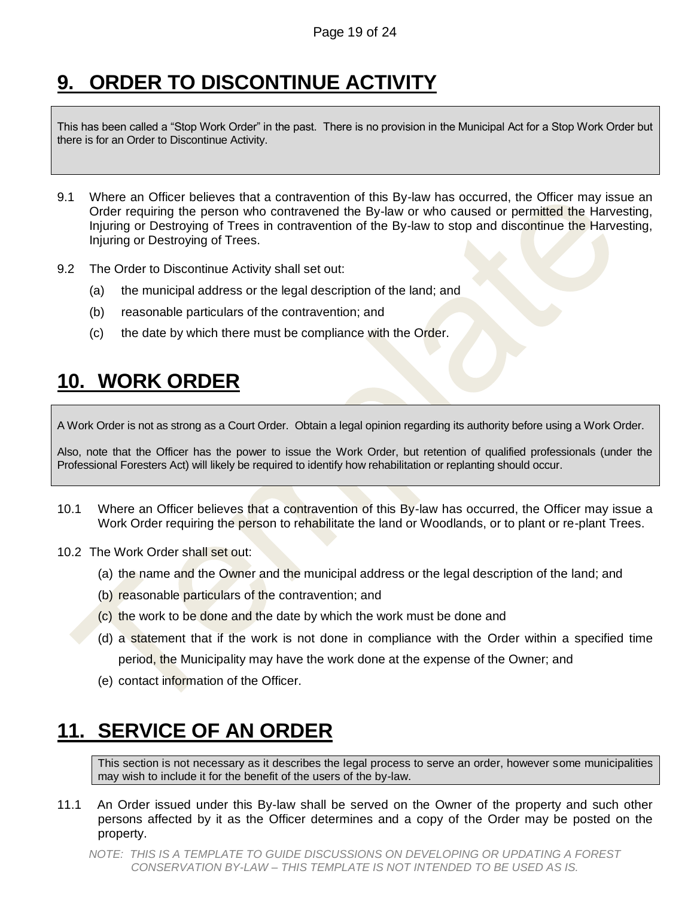# 9. ORDER TO DISCONTINUE ACTIVITY

> This has been called a "Stop Work Order" in the past. There is no provision in the Municipal Act for a Stop Work Order but there is for an Order to Discontinue Activity.

9.1 Where an Officer believes that a contravention of this By-law has occurred, the Officer may issue an Order requiring the person who contravened the By-law or who caused or permitted the Harvesting, Injuring or Destroying of Trees in contravention of the By-law to stop and discontinue the Harvesting, Injuring or Destroying of Trees.

9.2 The Order to Discontinue Activity shall set out:

(a) the municipal address or the legal description of the land; and

(b) reasonable particulars of the contravention; and

(c) the date by which there must be compliance with the Order.

# 10. WORK ORDER

> A Work Order is not as strong as a Court Order. Obtain a legal opinion regarding its authority before using a Work Order.
>
> Also, note that the Officer has the power to issue the Work Order, but retention of qualified professionals (under the Professional Foresters Act) will likely be required to identify how rehabilitation or replanting should occur.

10.1 Where an Officer believes that a contravention of this By-law has occurred, the Officer may issue a Work Order requiring the person to rehabilitate the land or Woodlands, or to plant or re-plant Trees.

10.2 The Work Order shall set out:

(a) the name and the Owner and the municipal address or the legal description of the land; and

(b) reasonable particulars of the contravention; and

(c) the work to be done and the date by which the work must be done and

(d) a statement that if the work is not done in compliance with the Order within a specified time period, the Municipality may have the work done at the expense of the Owner; and

(e) contact information of the Officer.

# 11. SERVICE OF AN ORDER

> This section is not necessary as it describes the legal process to serve an order, however some municipalities may wish to include it for the benefit of the users of the by-law.

11.1 An Order issued under this By-law shall be served on the Owner of the property and such other persons affected by it as the Officer determines and a copy of the Order may be posted on the property.

*NOTE: THIS IS A TEMPLATE TO GUIDE DISCUSSIONS ON DEVELOPING OR UPDATING A FOREST CONSERVATION BY-LAW – THIS TEMPLATE IS NOT INTENDED TO BE USED AS IS.*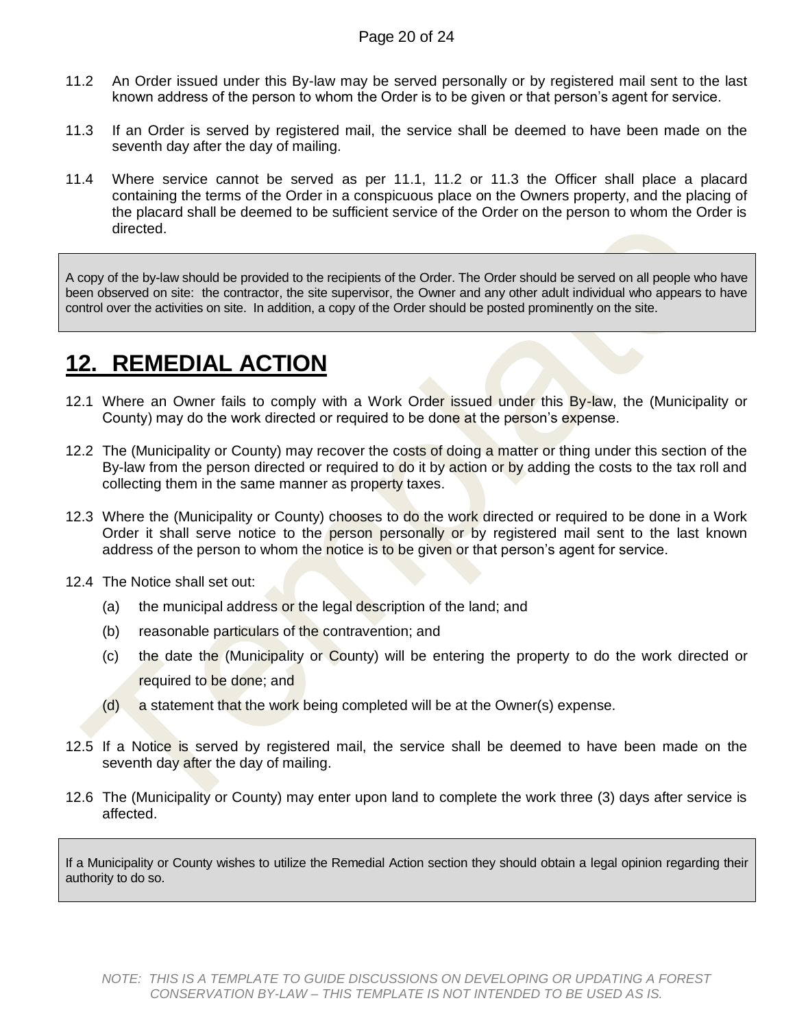11.2 An Order issued under this By-law may be served personally or by registered mail sent to the last known address of the person to whom the Order is to be given or that person's agent for service.

11.3 If an Order is served by registered mail, the service shall be deemed to have been made on the seventh day after the day of mailing.

11.4 Where service cannot be served as per 11.1, 11.2 or 11.3 the Officer shall place a placard containing the terms of the Order in a conspicuous place on the Owners property, and the placing of the placard shall be deemed to be sufficient service of the Order on the person to whom the Order is directed.

> A copy of the by-law should be provided to the recipients of the Order. The Order should be served on all people who have been observed on site: the contractor, the site supervisor, the Owner and any other adult individual who appears to have control over the activities on site. In addition, a copy of the Order should be posted prominently on the site.

# 12. REMEDIAL ACTION

12.1 Where an Owner fails to comply with a Work Order issued under this By-law, the (Municipality or County) may do the work directed or required to be done at the person's expense.

12.2 The (Municipality or County) may recover the costs of doing a matter or thing under this section of the By-law from the person directed or required to do it by action or by adding the costs to the tax roll and collecting them in the same manner as property taxes.

12.3 Where the (Municipality or County) chooses to do the work directed or required to be done in a Work Order it shall serve notice to the person personally or by registered mail sent to the last known address of the person to whom the notice is to be given or that person's agent for service.

12.4 The Notice shall set out:

(a) the municipal address or the legal description of the land; and

(b) reasonable particulars of the contravention; and

(c) the date the (Municipality or County) will be entering the property to do the work directed or required to be done; and

(d) a statement that the work being completed will be at the Owner(s) expense.

12.5 If a Notice is served by registered mail, the service shall be deemed to have been made on the seventh day after the day of mailing.

12.6 The (Municipality or County) may enter upon land to complete the work three (3) days after service is affected.

> If a Municipality or County wishes to utilize the Remedial Action section they should obtain a legal opinion regarding their authority to do so.

*NOTE: THIS IS A TEMPLATE TO GUIDE DISCUSSIONS ON DEVELOPING OR UPDATING A FOREST CONSERVATION BY-LAW – THIS TEMPLATE IS NOT INTENDED TO BE USED AS IS.*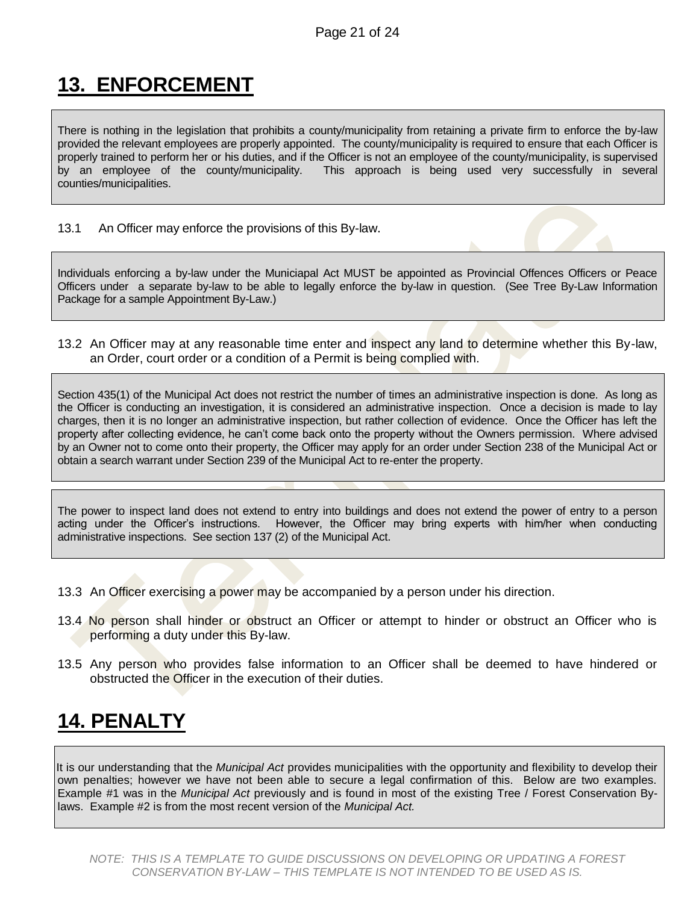## 13. ENFORCEMENT

> There is nothing in the legislation that prohibits a county/municipality from retaining a private firm to enforce the by-law provided the relevant employees are properly appointed. The county/municipality is required to ensure that each Officer is properly trained to perform her or his duties, and if the Officer is not an employee of the county/municipality, is supervised by an employee of the county/municipality. This approach is being used very successfully in several counties/municipalities.

13.1 An Officer may enforce the provisions of this By-law.

> Individuals enforcing a by-law under the Municiapal Act MUST be appointed as Provincial Offences Officers or Peace Officers under a separate by-law to be able to legally enforce the by-law in question. (See Tree By-Law Information Package for a sample Appointment By-Law.)

13.2 An Officer may at any reasonable time enter and inspect any land to determine whether this By-law, an Order, court order or a condition of a Permit is being complied with.

> Section 435(1) of the Municipal Act does not restrict the number of times an administrative inspection is done. As long as the Officer is conducting an investigation, it is considered an administrative inspection. Once a decision is made to lay charges, then it is no longer an administrative inspection, but rather collection of evidence. Once the Officer has left the property after collecting evidence, he can't come back onto the property without the Owners permission. Where advised by an Owner not to come onto their property, the Officer may apply for an order under Section 238 of the Municipal Act or obtain a search warrant under Section 239 of the Municipal Act to re-enter the property.

> The power to inspect land does not extend to entry into buildings and does not extend the power of entry to a person acting under the Officer's instructions. However, the Officer may bring experts with him/her when conducting administrative inspections. See section 137 (2) of the Municipal Act.

13.3 An Officer exercising a power may be accompanied by a person under his direction.

13.4 No person shall hinder or obstruct an Officer or attempt to hinder or obstruct an Officer who is performing a duty under this By-law.

13.5 Any person who provides false information to an Officer shall be deemed to have hindered or obstructed the Officer in the execution of their duties.

## 14. PENALTY

> It is our understanding that the *Municipal Act* provides municipalities with the opportunity and flexibility to develop their own penalties; however we have not been able to secure a legal confirmation of this. Below are two examples. Example #1 was in the *Municipal Act* previously and is found in most of the existing Tree / Forest Conservation By-laws. Example #2 is from the most recent version of the *Municipal Act.*

*NOTE: THIS IS A TEMPLATE TO GUIDE DISCUSSIONS ON DEVELOPING OR UPDATING A FOREST CONSERVATION BY-LAW – THIS TEMPLATE IS NOT INTENDED TO BE USED AS IS.*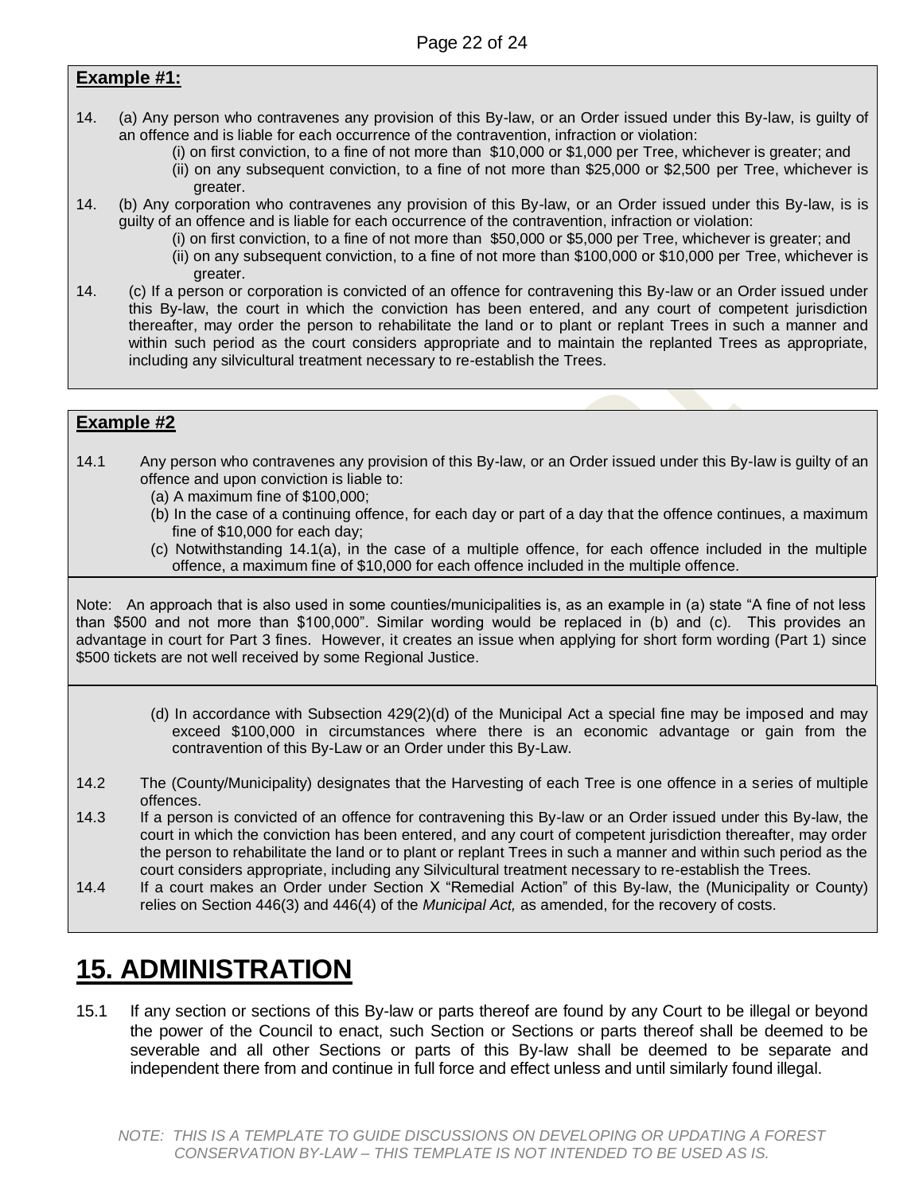**Example #1:**

14. (a) Any person who contravenes any provision of this By-law, or an Order issued under this By-law, is guilty of an offence and is liable for each occurrence of the contravention, infraction or violation:

    (i) on first conviction, to a fine of not more than $10,000 or $1,000 per Tree, whichever is greater; and

    (ii) on any subsequent conviction, to a fine of not more than $25,000 or $2,500 per Tree, whichever is greater.

14. (b) Any corporation who contravenes any provision of this By-law, or an Order issued under this By-law, is is guilty of an offence and is liable for each occurrence of the contravention, infraction or violation:

    (i) on first conviction, to a fine of not more than $50,000 or $5,000 per Tree, whichever is greater; and

    (ii) on any subsequent conviction, to a fine of not more than $100,000 or $10,000 per Tree, whichever is greater.

14. (c) If a person or corporation is convicted of an offence for contravening this By-law or an Order issued under this By-law, the court in which the conviction has been entered, and any court of competent jurisdiction thereafter, may order the person to rehabilitate the land or to plant or replant Trees in such a manner and within such period as the court considers appropriate and to maintain the replanted Trees as appropriate, including any silvicultural treatment necessary to re-establish the Trees.

**Example #2**

14.1 Any person who contravenes any provision of this By-law, or an Order issued under this By-law is guilty of an offence and upon conviction is liable to:

(a) A maximum fine of $100,000;

(b) In the case of a continuing offence, for each day or part of a day that the offence continues, a maximum fine of $10,000 for each day;

(c) Notwithstanding 14.1(a), in the case of a multiple offence, for each offence included in the multiple offence, a maximum fine of $10,000 for each offence included in the multiple offence.

Note: An approach that is also used in some counties/municipalities is, as an example in (a) state "A fine of not less than $500 and not more than $100,000". Similar wording would be replaced in (b) and (c). This provides an advantage in court for Part 3 fines. However, it creates an issue when applying for short form wording (Part 1) since $500 tickets are not well received by some Regional Justice.

(d) In accordance with Subsection 429(2)(d) of the Municipal Act a special fine may be imposed and may exceed $100,000 in circumstances where there is an economic advantage or gain from the contravention of this By-Law or an Order under this By-Law.

14.2 The (County/Municipality) designates that the Harvesting of each Tree is one offence in a series of multiple offences.

14.3 If a person is convicted of an offence for contravening this By-law or an Order issued under this By-law, the court in which the conviction has been entered, and any court of competent jurisdiction thereafter, may order the person to rehabilitate the land or to plant or replant Trees in such a manner and within such period as the court considers appropriate, including any Silvicultural treatment necessary to re-establish the Trees.

14.4 If a court makes an Order under Section X "Remedial Action" of this By-law, the (Municipality or County) relies on Section 446(3) and 446(4) of the *Municipal Act,* as amended, for the recovery of costs.

# 15. ADMINISTRATION

15.1 If any section or sections of this By-law or parts thereof are found by any Court to be illegal or beyond the power of the Council to enact, such Section or Sections or parts thereof shall be deemed to be severable and all other Sections or parts of this By-law shall be deemed to be separate and independent there from and continue in full force and effect unless and until similarly found illegal.

*NOTE: THIS IS A TEMPLATE TO GUIDE DISCUSSIONS ON DEVELOPING OR UPDATING A FOREST CONSERVATION BY-LAW – THIS TEMPLATE IS NOT INTENDED TO BE USED AS IS.*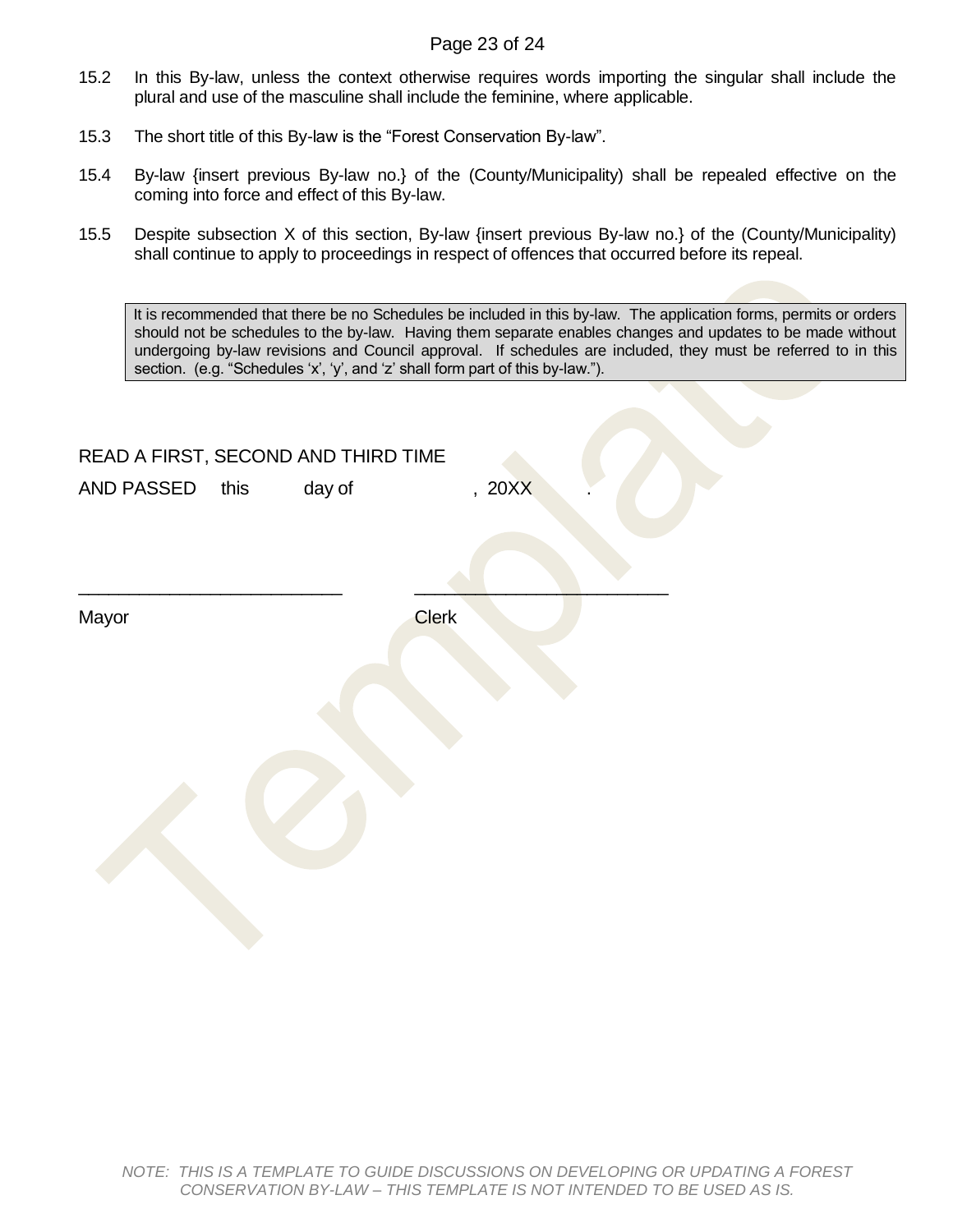15.2 In this By-law, unless the context otherwise requires words importing the singular shall include the plural and use of the masculine shall include the feminine, where applicable.

15.3 The short title of this By-law is the "Forest Conservation By-law".

15.4 By-law {insert previous By-law no.} of the (County/Municipality) shall be repealed effective on the coming into force and effect of this By-law.

15.5 Despite subsection X of this section, By-law {insert previous By-law no.} of the (County/Municipality) shall continue to apply to proceedings in respect of offences that occurred before its repeal.

> It is recommended that there be no Schedules be included in this by-law. The application forms, permits or orders should not be schedules to the by-law. Having them separate enables changes and updates to be made without undergoing by-law revisions and Council approval. If schedules are included, they must be referred to in this section. (e.g. "Schedules 'x', 'y', and 'z' shall form part of this by-law.").

READ A FIRST, SECOND AND THIRD TIME

AND PASSED this day of , 20XX .

\_\_\_\_\_\_\_\_\_\_\_\_\_\_\_\_\_\_\_\_\_\_\_\_\_\_ \_\_\_\_\_\_\_\_\_\_\_\_\_\_\_\_\_\_\_\_\_\_\_\_\_\_

Mayor Clerk

*NOTE: THIS IS A TEMPLATE TO GUIDE DISCUSSIONS ON DEVELOPING OR UPDATING A FOREST CONSERVATION BY-LAW – THIS TEMPLATE IS NOT INTENDED TO BE USED AS IS.*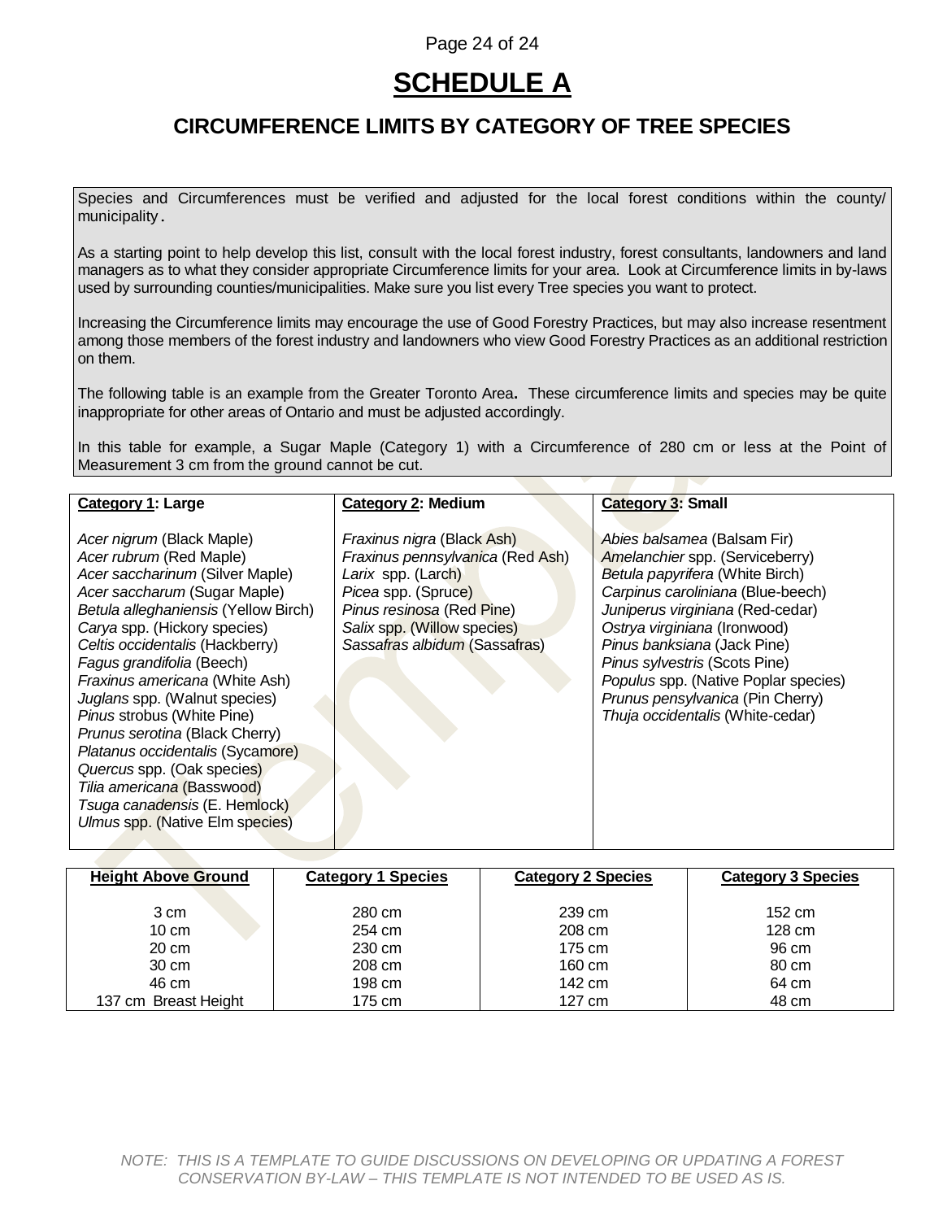# SCHEDULE A

## CIRCUMFERENCE LIMITS BY CATEGORY OF TREE SPECIES

Species and Circumferences must be verified and adjusted for the local forest conditions within the county/ municipality.

As a starting point to help develop this list, consult with the local forest industry, forest consultants, landowners and land managers as to what they consider appropriate Circumference limits for your area. Look at Circumference limits in by-laws used by surrounding counties/municipalities. Make sure you list every Tree species you want to protect.

Increasing the Circumference limits may encourage the use of Good Forestry Practices, but may also increase resentment among those members of the forest industry and landowners who view Good Forestry Practices as an additional restriction on them.

The following table is an example from the Greater Toronto Area. These circumference limits and species may be quite inappropriate for other areas of Ontario and must be adjusted accordingly.

In this table for example, a Sugar Maple (Category 1) with a Circumference of 280 cm or less at the Point of Measurement 3 cm from the ground cannot be cut.

| **Category 1: Large** | **Category 2: Medium** | **Category 3: Small** |
|---|---|---|
| *Acer nigrum* (Black Maple) | *Fraxinus nigra* (Black Ash) | *Abies balsamea* (Balsam Fir) |
| *Acer rubrum* (Red Maple) | *Fraxinus pennsylvanica* (Red Ash) | *Amelanchier* spp. (Serviceberry) |
| *Acer saccharinum* (Silver Maple) | *Larix* spp. (Larch) | *Betula papyrifera* (White Birch) |
| *Acer saccharum* (Sugar Maple) | *Picea* spp. (Spruce) | *Carpinus caroliniana* (Blue-beech) |
| *Betula alleghaniensis* (Yellow Birch) | *Pinus resinosa* (Red Pine) | *Juniperus virginiana* (Red-cedar) |
| *Carya* spp. (Hickory species) | *Salix* spp. (Willow species) | *Ostrya virginiana* (Ironwood) |
| *Celtis occidentalis* (Hackberry) | *Sassafras albidum* (Sassafras) | *Pinus banksiana* (Jack Pine) |
| *Fagus grandifolia* (Beech) | | *Pinus sylvestris* (Scots Pine) |
| *Fraxinus americana* (White Ash) | | *Populus* spp. (Native Poplar species) |
| *Juglans* spp. (Walnut species) | | *Prunus pensylvanica* (Pin Cherry) |
| *Pinus* strobus (White Pine) | | *Thuja occidentalis* (White-cedar) |
| *Prunus serotina* (Black Cherry) | | |
| *Platanus occidentalis* (Sycamore) | | |
| *Quercus* spp. (Oak species) | | |
| *Tilia americana* (Basswood) | | |
| *Tsuga canadensis* (E. Hemlock) | | |
| *Ulmus* spp. (Native Elm species) | | |

| **Height Above Ground** | **Category 1 Species** | **Category 2 Species** | **Category 3 Species** |
|---|---|---|---|
| 3 cm | 280 cm | 239 cm | 152 cm |
| 10 cm | 254 cm | 208 cm | 128 cm |
| 20 cm | 230 cm | 175 cm | 96 cm |
| 30 cm | 208 cm | 160 cm | 80 cm |
| 46 cm | 198 cm | 142 cm | 64 cm |
| 137 cm Breast Height | 175 cm | 127 cm | 48 cm |

*NOTE: THIS IS A TEMPLATE TO GUIDE DISCUSSIONS ON DEVELOPING OR UPDATING A FOREST CONSERVATION BY-LAW – THIS TEMPLATE IS NOT INTENDED TO BE USED AS IS.*